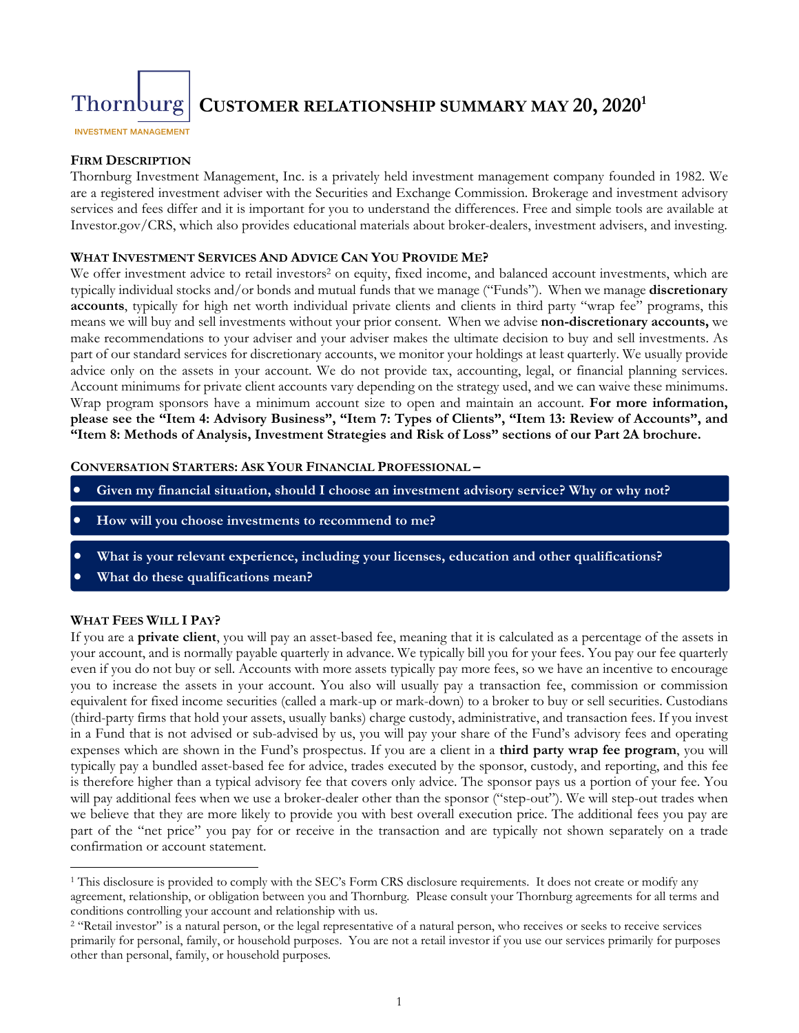Thornburg INVESTMENT MANAGEMENT

# CUSTOMER RELATIONSHIP SUMMARY MAY 20, 2020[1]

## FIRM DESCRIPTION

Thornburg Investment Management, Inc. is a privately held investment management company founded in 1982. We are a registered investment adviser with the Securities and Exchange Commission. Brokerage and investment advisory services and fees differ and it is important for you to understand the differences. Free and simple tools are available at Investor.gov/CRS, which also provides educational materials about broker-dealers, investment advisers, and investing.

## WHAT INVESTMENT SERVICES AND ADVICE CAN YOU PROVIDE ME?

We offer investment advice to retail investors[2] on equity, fixed income, and balanced account investments, which are typically individual stocks and/or bonds and mutual funds that we manage ("Funds"). When we manage **discretionary accounts**, typically for high net worth individual private clients and clients in third party "wrap fee" programs, this means we will buy and sell investments without your prior consent. When we advise **non-discretionary accounts,** we make recommendations to your adviser and your adviser makes the ultimate decision to buy and sell investments. As part of our standard services for discretionary accounts, we monitor your holdings at least quarterly. We usually provide advice only on the assets in your account. We do not provide tax, accounting, legal, or financial planning services. Account minimums for private client accounts vary depending on the strategy used, and we can waive these minimums. Wrap program sponsors have a minimum account size to open and maintain an account. **For more information, please see the "Item 4: Advisory Business", "Item 7: Types of Clients", "Item 13: Review of Accounts", and "Item 8: Methods of Analysis, Investment Strategies and Risk of Loss" sections of our Part 2A brochure.**

## CONVERSATION STARTERS: ASK YOUR FINANCIAL PROFESSIONAL –

- **Given my financial situation, should I choose an investment advisory service? Why or why not?**
- **How will you choose investments to recommend to me?**
- **What is your relevant experience, including your licenses, education and other qualifications?**
- **What do these qualifications mean?**

## WHAT FEES WILL I PAY?

If you are a **private client**, you will pay an asset-based fee, meaning that it is calculated as a percentage of the assets in your account, and is normally payable quarterly in advance. We typically bill you for your fees. You pay our fee quarterly even if you do not buy or sell. Accounts with more assets typically pay more fees, so we have an incentive to encourage you to increase the assets in your account. You also will usually pay a transaction fee, commission or commission equivalent for fixed income securities (called a mark-up or mark-down) to a broker to buy or sell securities. Custodians (third-party firms that hold your assets, usually banks) charge custody, administrative, and transaction fees. If you invest in a Fund that is not advised or sub-advised by us, you will pay your share of the Fund's advisory fees and operating expenses which are shown in the Fund's prospectus. If you are a client in a **third party wrap fee program**, you will typically pay a bundled asset-based fee for advice, trades executed by the sponsor, custody, and reporting, and this fee is therefore higher than a typical advisory fee that covers only advice. The sponsor pays us a portion of your fee. You will pay additional fees when we use a broker-dealer other than the sponsor ("step-out"). We will step-out trades when we believe that they are more likely to provide you with best overall execution price. The additional fees you pay are part of the "net price" you pay for or receive in the transaction and are typically not shown separately on a trade confirmation or account statement.

---

[1] This disclosure is provided to comply with the SEC's Form CRS disclosure requirements. It does not create or modify any agreement, relationship, or obligation between you and Thornburg. Please consult your Thornburg agreements for all terms and conditions controlling your account and relationship with us.

[2] "Retail investor" is a natural person, or the legal representative of a natural person, who receives or seeks to receive services primarily for personal, family, or household purposes. You are not a retail investor if you use our services primarily for purposes other than personal, family, or household purposes.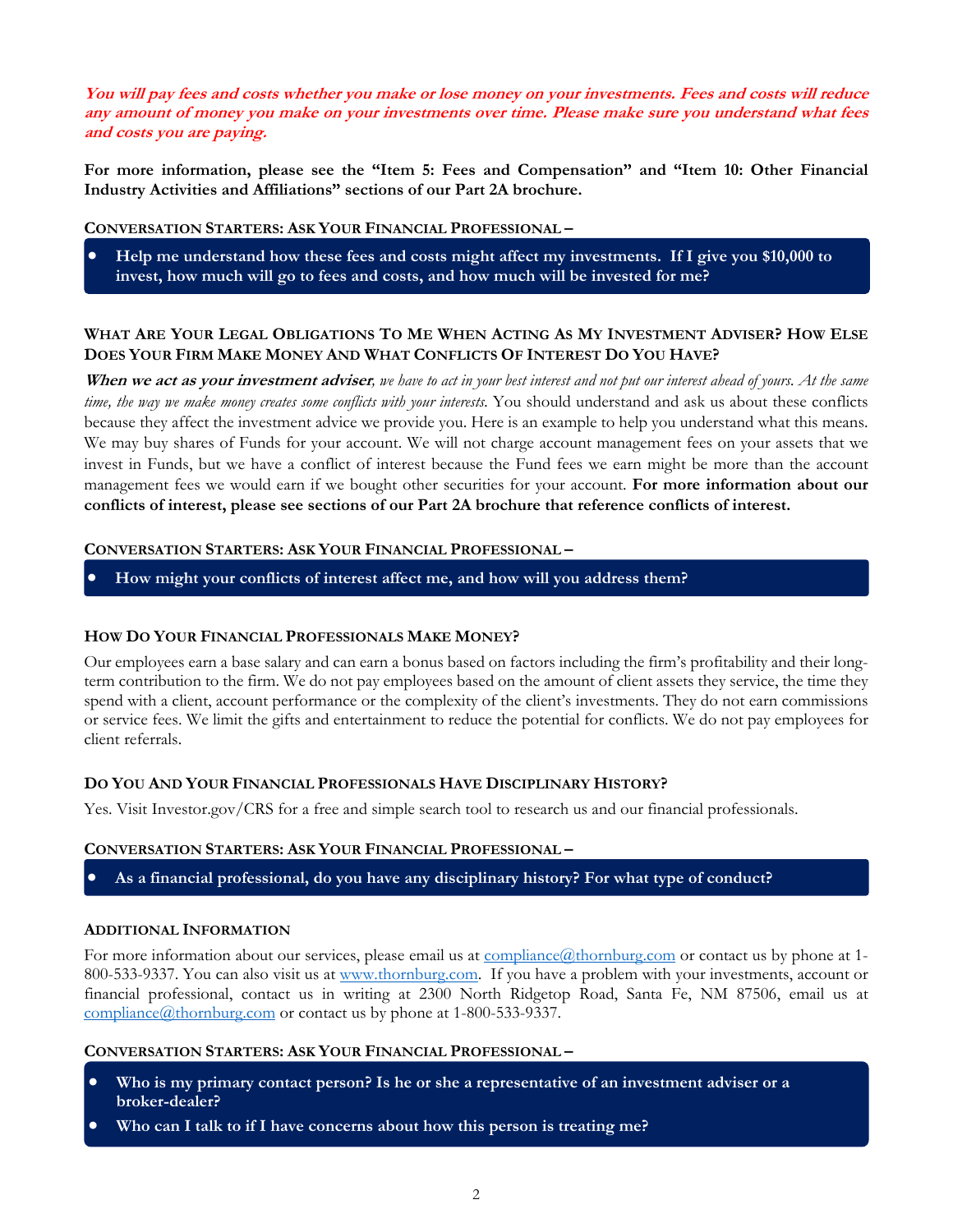***You will pay fees and costs whether you make or lose money on your investments. Fees and costs will reduce any amount of money you make on your investments over time. Please make sure you understand what fees and costs you are paying.***

**For more information, please see the "Item 5: Fees and Compensation" and "Item 10: Other Financial Industry Activities and Affiliations" sections of our Part 2A brochure.**

**CONVERSATION STARTERS: ASK YOUR FINANCIAL PROFESSIONAL –**

- **Help me understand how these fees and costs might affect my investments. If I give you $10,000 to invest, how much will go to fees and costs, and how much will be invested for me?**

## WHAT ARE YOUR LEGAL OBLIGATIONS TO ME WHEN ACTING AS MY INVESTMENT ADVISER? HOW ELSE DOES YOUR FIRM MAKE MONEY AND WHAT CONFLICTS OF INTEREST DO YOU HAVE?

***When we act as your investment adviser**, we have to act in your best interest and not put our interest ahead of yours. At the same time, the way we make money creates some conflicts with your interests.* You should understand and ask us about these conflicts because they affect the investment advice we provide you. Here is an example to help you understand what this means. We may buy shares of Funds for your account. We will not charge account management fees on your assets that we invest in Funds, but we have a conflict of interest because the Fund fees we earn might be more than the account management fees we would earn if we bought other securities for your account. **For more information about our conflicts of interest, please see sections of our Part 2A brochure that reference conflicts of interest.**

**CONVERSATION STARTERS: ASK YOUR FINANCIAL PROFESSIONAL –**

- **How might your conflicts of interest affect me, and how will you address them?**

## HOW DO YOUR FINANCIAL PROFESSIONALS MAKE MONEY?

Our employees earn a base salary and can earn a bonus based on factors including the firm's profitability and their long-term contribution to the firm. We do not pay employees based on the amount of client assets they service, the time they spend with a client, account performance or the complexity of the client's investments. They do not earn commissions or service fees. We limit the gifts and entertainment to reduce the potential for conflicts. We do not pay employees for client referrals.

## DO YOU AND YOUR FINANCIAL PROFESSIONALS HAVE DISCIPLINARY HISTORY?

Yes. Visit Investor.gov/CRS for a free and simple search tool to research us and our financial professionals.

**CONVERSATION STARTERS: ASK YOUR FINANCIAL PROFESSIONAL –**

- **As a financial professional, do you have any disciplinary history? For what type of conduct?**

## ADDITIONAL INFORMATION

For more information about our services, please email us at compliance@thornburg.com or contact us by phone at 1-800-533-9337. You can also visit us at www.thornburg.com. If you have a problem with your investments, account or financial professional, contact us in writing at 2300 North Ridgetop Road, Santa Fe, NM 87506, email us at compliance@thornburg.com or contact us by phone at 1-800-533-9337.

**CONVERSATION STARTERS: ASK YOUR FINANCIAL PROFESSIONAL –**

- **Who is my primary contact person? Is he or she a representative of an investment adviser or a broker-dealer?**
- **Who can I talk to if I have concerns about how this person is treating me?**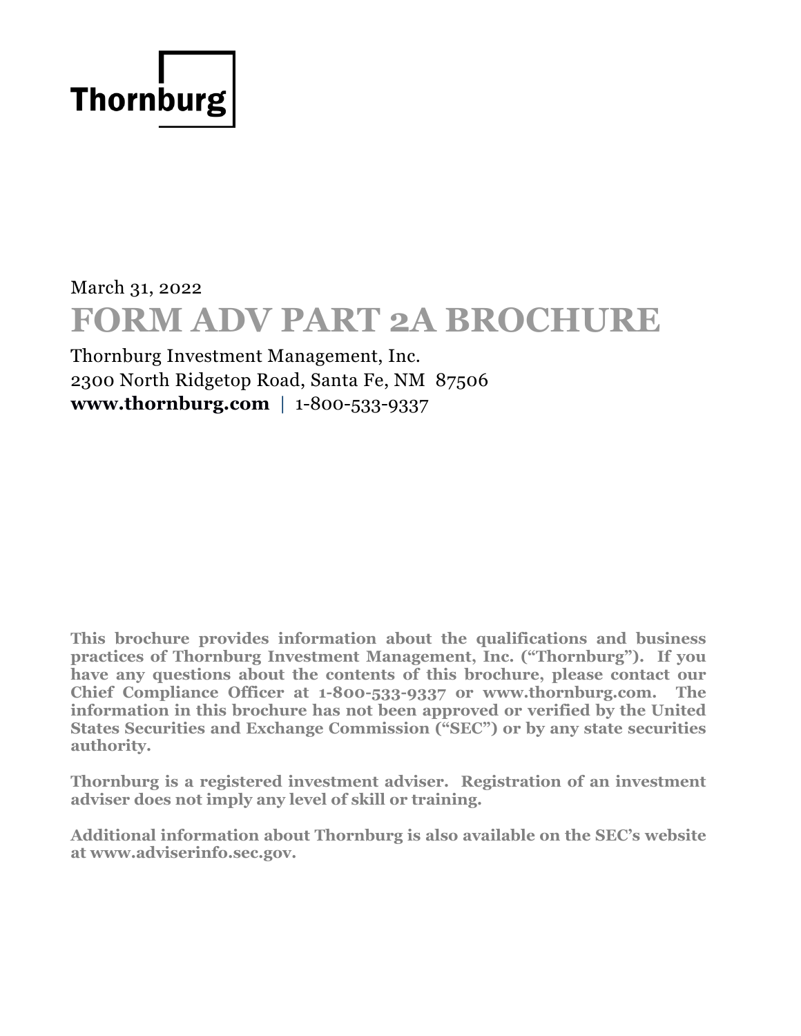Thornburg

March 31, 2022

# FORM ADV PART 2A BROCHURE

Thornburg Investment Management, Inc.
2300 North Ridgetop Road, Santa Fe, NM 87506
**www.thornburg.com** | 1-800-533-9337

**This brochure provides information about the qualifications and business practices of Thornburg Investment Management, Inc. ("Thornburg"). If you have any questions about the contents of this brochure, please contact our Chief Compliance Officer at 1-800-533-9337 or www.thornburg.com. The information in this brochure has not been approved or verified by the United States Securities and Exchange Commission ("SEC") or by any state securities authority.**

**Thornburg is a registered investment adviser. Registration of an investment adviser does not imply any level of skill or training.**

**Additional information about Thornburg is also available on the SEC's website at www.adviserinfo.sec.gov.**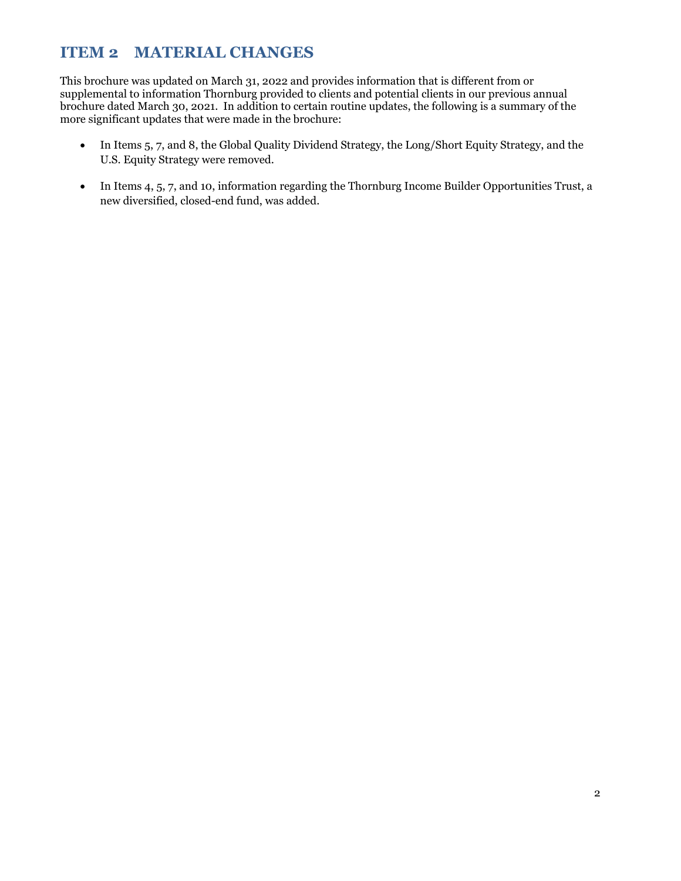# ITEM 2 MATERIAL CHANGES

This brochure was updated on March 31, 2022 and provides information that is different from or supplemental to information Thornburg provided to clients and potential clients in our previous annual brochure dated March 30, 2021. In addition to certain routine updates, the following is a summary of the more significant updates that were made in the brochure:

- In Items 5, 7, and 8, the Global Quality Dividend Strategy, the Long/Short Equity Strategy, and the U.S. Equity Strategy were removed.
- In Items 4, 5, 7, and 10, information regarding the Thornburg Income Builder Opportunities Trust, a new diversified, closed-end fund, was added.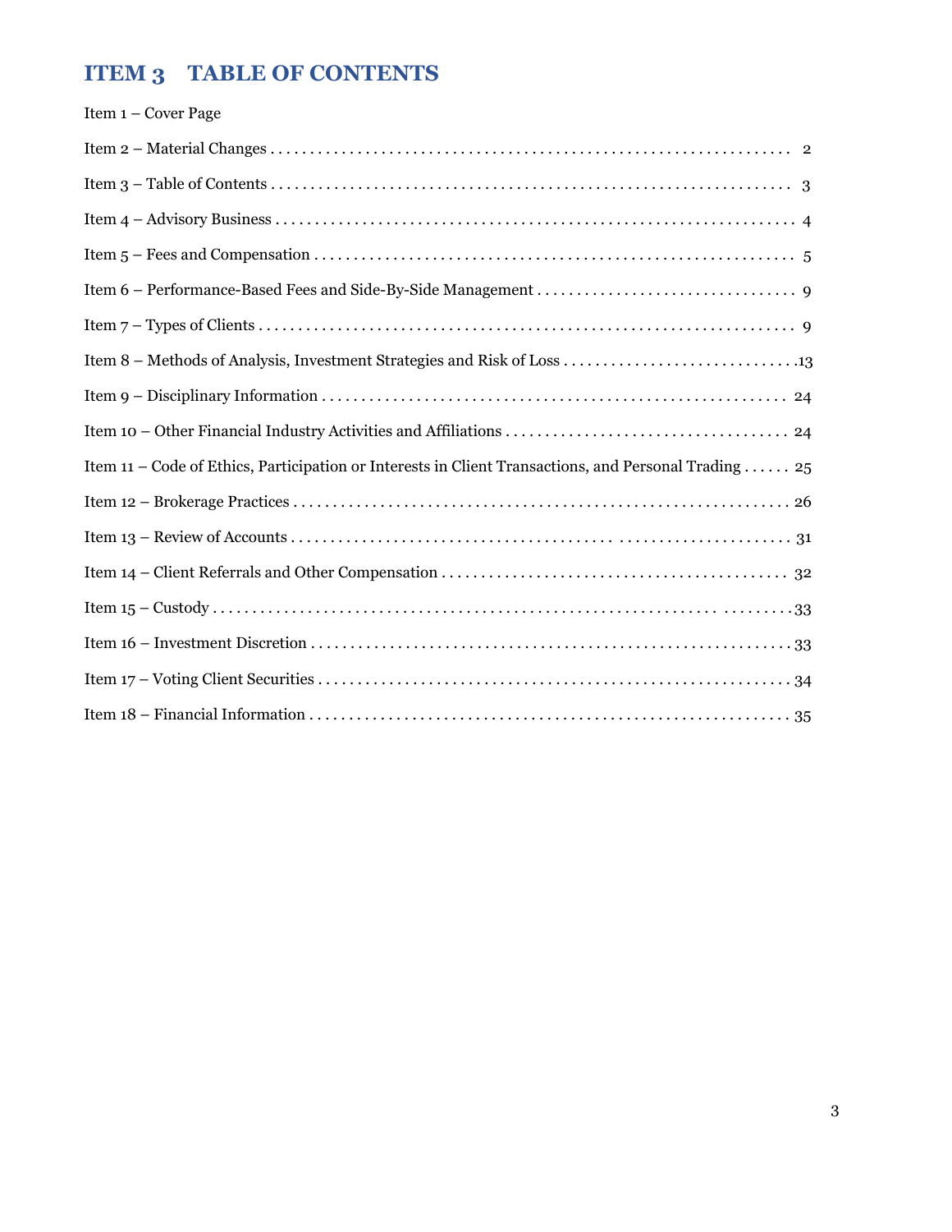# ITEM 3 TABLE OF CONTENTS

Item 1 – Cover Page

Item 2 – Material Changes . . . . . . . . . . . . . . . . . . . . . . . . . . . . . . . . . . . . . . . . . . . . . . . . . . . . . . . . . . . . . . . . . . 2

Item 3 – Table of Contents . . . . . . . . . . . . . . . . . . . . . . . . . . . . . . . . . . . . . . . . . . . . . . . . . . . . . . . . . . . . . . . . . . 3

Item 4 – Advisory Business . . . . . . . . . . . . . . . . . . . . . . . . . . . . . . . . . . . . . . . . . . . . . . . . . . . . . . . . . . . . . . . . . . 4

Item 5 – Fees and Compensation . . . . . . . . . . . . . . . . . . . . . . . . . . . . . . . . . . . . . . . . . . . . . . . . . . . . . . . . . . . . . 5

Item 6 – Performance-Based Fees and Side-By-Side Management . . . . . . . . . . . . . . . . . . . . . . . . . . . . . . . . . 9

Item 7 – Types of Clients . . . . . . . . . . . . . . . . . . . . . . . . . . . . . . . . . . . . . . . . . . . . . . . . . . . . . . . . . . . . . . . . . . . . 9

Item 8 – Methods of Analysis, Investment Strategies and Risk of Loss . . . . . . . . . . . . . . . . . . . . . . . . . . . . . 13

Item 9 – Disciplinary Information . . . . . . . . . . . . . . . . . . . . . . . . . . . . . . . . . . . . . . . . . . . . . . . . . . . . . . . . . . . 24

Item 10 – Other Financial Industry Activities and Affiliations . . . . . . . . . . . . . . . . . . . . . . . . . . . . . . . . . . . . 24

Item 11 – Code of Ethics, Participation or Interests in Client Transactions, and Personal Trading . . . . . . 25

Item 12 – Brokerage Practices . . . . . . . . . . . . . . . . . . . . . . . . . . . . . . . . . . . . . . . . . . . . . . . . . . . . . . . . . . . . . . . 26

Item 13 – Review of Accounts . . . . . . . . . . . . . . . . . . . . . . . . . . . . . . . . . . . . . . . . . . . . . . . . . . . . . . . . . . . . . . . 31

Item 14 – Client Referrals and Other Compensation . . . . . . . . . . . . . . . . . . . . . . . . . . . . . . . . . . . . . . . . . . . . 32

Item 15 – Custody . . . . . . . . . . . . . . . . . . . . . . . . . . . . . . . . . . . . . . . . . . . . . . . . . . . . . . . . . . . . . . . . . . . . . . . . . 33

Item 16 – Investment Discretion . . . . . . . . . . . . . . . . . . . . . . . . . . . . . . . . . . . . . . . . . . . . . . . . . . . . . . . . . . . . . 33

Item 17 – Voting Client Securities . . . . . . . . . . . . . . . . . . . . . . . . . . . . . . . . . . . . . . . . . . . . . . . . . . . . . . . . . . . 34

Item 18 – Financial Information . . . . . . . . . . . . . . . . . . . . . . . . . . . . . . . . . . . . . . . . . . . . . . . . . . . . . . . . . . . . . 35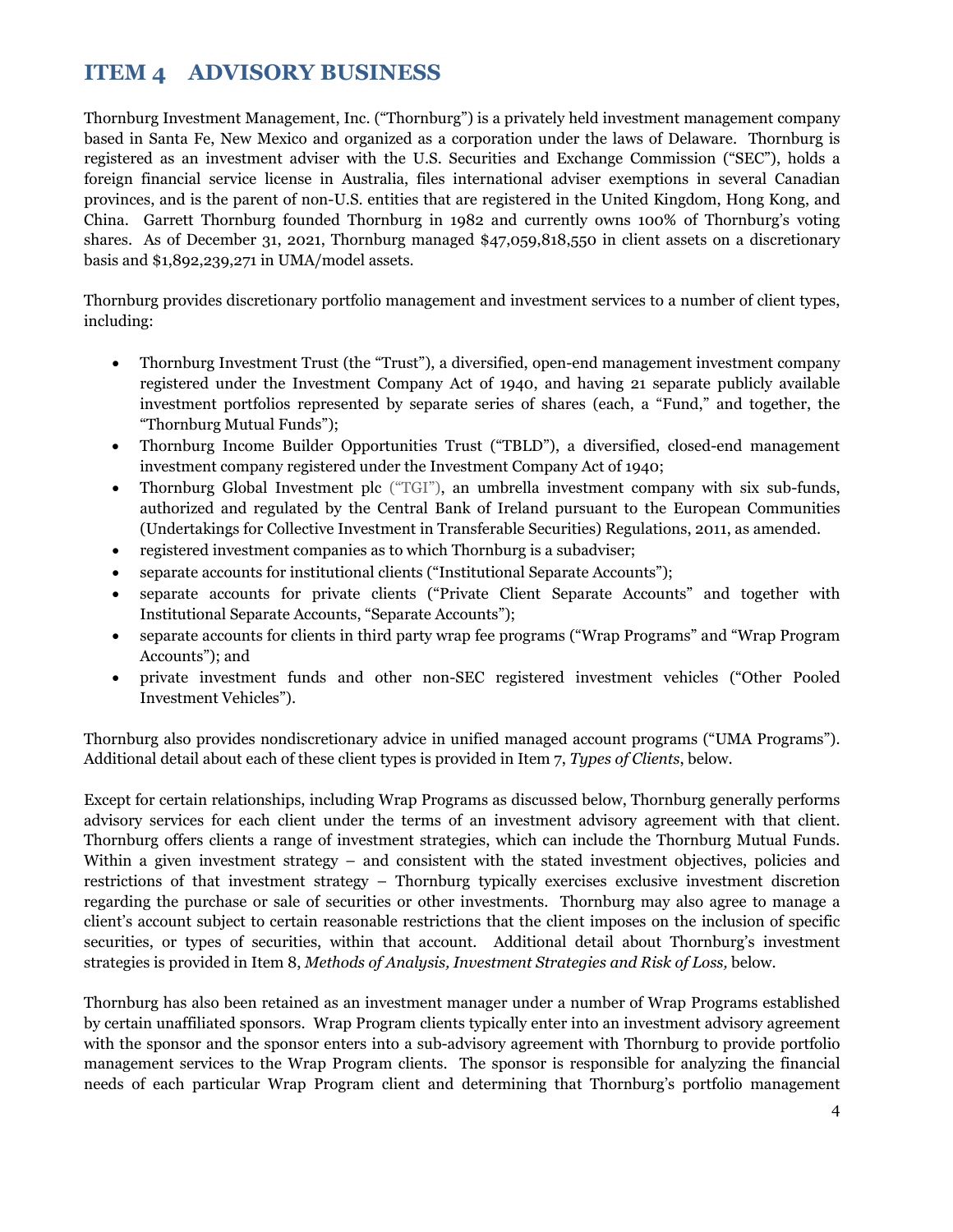## ITEM 4 ADVISORY BUSINESS

Thornburg Investment Management, Inc. ("Thornburg") is a privately held investment management company based in Santa Fe, New Mexico and organized as a corporation under the laws of Delaware. Thornburg is registered as an investment adviser with the U.S. Securities and Exchange Commission ("SEC"), holds a foreign financial service license in Australia, files international adviser exemptions in several Canadian provinces, and is the parent of non-U.S. entities that are registered in the United Kingdom, Hong Kong, and China. Garrett Thornburg founded Thornburg in 1982 and currently owns 100% of Thornburg's voting shares. As of December 31, 2021, Thornburg managed $47,059,818,550 in client assets on a discretionary basis and $1,892,239,271 in UMA/model assets.

Thornburg provides discretionary portfolio management and investment services to a number of client types, including:

- Thornburg Investment Trust (the "Trust"), a diversified, open-end management investment company registered under the Investment Company Act of 1940, and having 21 separate publicly available investment portfolios represented by separate series of shares (each, a "Fund," and together, the "Thornburg Mutual Funds");
- Thornburg Income Builder Opportunities Trust ("TBLD"), a diversified, closed-end management investment company registered under the Investment Company Act of 1940;
- Thornburg Global Investment plc ("TGI"), an umbrella investment company with six sub-funds, authorized and regulated by the Central Bank of Ireland pursuant to the European Communities (Undertakings for Collective Investment in Transferable Securities) Regulations, 2011, as amended.
- registered investment companies as to which Thornburg is a subadviser;
- separate accounts for institutional clients ("Institutional Separate Accounts");
- separate accounts for private clients ("Private Client Separate Accounts" and together with Institutional Separate Accounts, "Separate Accounts");
- separate accounts for clients in third party wrap fee programs ("Wrap Programs" and "Wrap Program Accounts"); and
- private investment funds and other non-SEC registered investment vehicles ("Other Pooled Investment Vehicles").

Thornburg also provides nondiscretionary advice in unified managed account programs ("UMA Programs"). Additional detail about each of these client types is provided in Item 7, *Types of Clients*, below.

Except for certain relationships, including Wrap Programs as discussed below, Thornburg generally performs advisory services for each client under the terms of an investment advisory agreement with that client. Thornburg offers clients a range of investment strategies, which can include the Thornburg Mutual Funds. Within a given investment strategy – and consistent with the stated investment objectives, policies and restrictions of that investment strategy – Thornburg typically exercises exclusive investment discretion regarding the purchase or sale of securities or other investments. Thornburg may also agree to manage a client's account subject to certain reasonable restrictions that the client imposes on the inclusion of specific securities, or types of securities, within that account. Additional detail about Thornburg's investment strategies is provided in Item 8, *Methods of Analysis, Investment Strategies and Risk of Loss,* below.

Thornburg has also been retained as an investment manager under a number of Wrap Programs established by certain unaffiliated sponsors. Wrap Program clients typically enter into an investment advisory agreement with the sponsor and the sponsor enters into a sub-advisory agreement with Thornburg to provide portfolio management services to the Wrap Program clients. The sponsor is responsible for analyzing the financial needs of each particular Wrap Program client and determining that Thornburg's portfolio management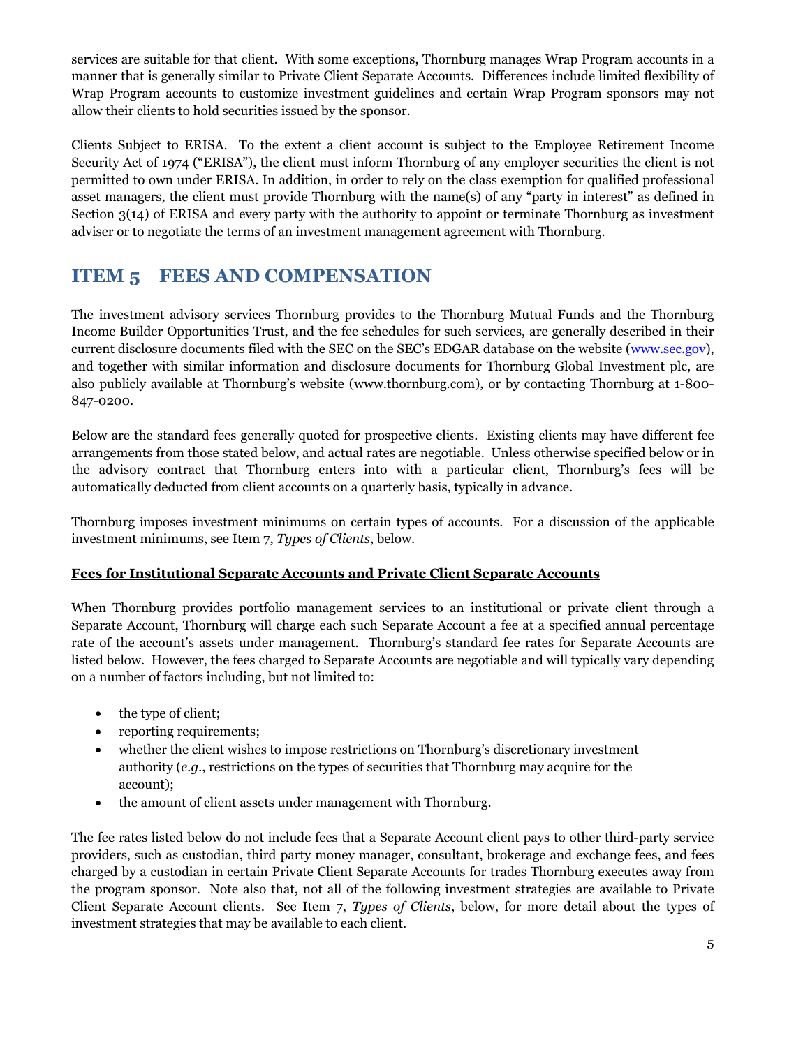services are suitable for that client. With some exceptions, Thornburg manages Wrap Program accounts in a manner that is generally similar to Private Client Separate Accounts. Differences include limited flexibility of Wrap Program accounts to customize investment guidelines and certain Wrap Program sponsors may not allow their clients to hold securities issued by the sponsor.

Clients Subject to ERISA. To the extent a client account is subject to the Employee Retirement Income Security Act of 1974 ("ERISA"), the client must inform Thornburg of any employer securities the client is not permitted to own under ERISA. In addition, in order to rely on the class exemption for qualified professional asset managers, the client must provide Thornburg with the name(s) of any "party in interest" as defined in Section 3(14) of ERISA and every party with the authority to appoint or terminate Thornburg as investment adviser or to negotiate the terms of an investment management agreement with Thornburg.

## ITEM 5 FEES AND COMPENSATION

The investment advisory services Thornburg provides to the Thornburg Mutual Funds and the Thornburg Income Builder Opportunities Trust, and the fee schedules for such services, are generally described in their current disclosure documents filed with the SEC on the SEC's EDGAR database on the website (www.sec.gov), and together with similar information and disclosure documents for Thornburg Global Investment plc, are also publicly available at Thornburg's website (www.thornburg.com), or by contacting Thornburg at 1-800-847-0200.

Below are the standard fees generally quoted for prospective clients. Existing clients may have different fee arrangements from those stated below, and actual rates are negotiable. Unless otherwise specified below or in the advisory contract that Thornburg enters into with a particular client, Thornburg's fees will be automatically deducted from client accounts on a quarterly basis, typically in advance.

Thornburg imposes investment minimums on certain types of accounts. For a discussion of the applicable investment minimums, see Item 7, *Types of Clients*, below.

**Fees for Institutional Separate Accounts and Private Client Separate Accounts**

When Thornburg provides portfolio management services to an institutional or private client through a Separate Account, Thornburg will charge each such Separate Account a fee at a specified annual percentage rate of the account's assets under management. Thornburg's standard fee rates for Separate Accounts are listed below. However, the fees charged to Separate Accounts are negotiable and will typically vary depending on a number of factors including, but not limited to:

- the type of client;
- reporting requirements;
- whether the client wishes to impose restrictions on Thornburg's discretionary investment authority (*e.g.*, restrictions on the types of securities that Thornburg may acquire for the account);
- the amount of client assets under management with Thornburg.

The fee rates listed below do not include fees that a Separate Account client pays to other third-party service providers, such as custodian, third party money manager, consultant, brokerage and exchange fees, and fees charged by a custodian in certain Private Client Separate Accounts for trades Thornburg executes away from the program sponsor. Note also that, not all of the following investment strategies are available to Private Client Separate Account clients. See Item 7, *Types of Clients*, below, for more detail about the types of investment strategies that may be available to each client.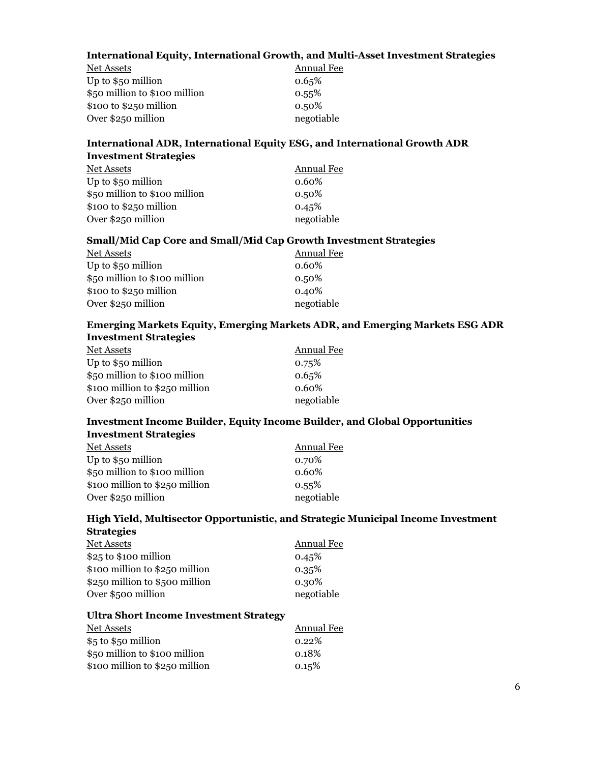**International Equity, International Growth, and Multi-Asset Investment Strategies**

| Net Assets | Annual Fee |
|---|---|
| Up to $50 million | 0.65% |
| $50 million to $100 million | 0.55% |
| $100 to $250 million | 0.50% |
| Over $250 million | negotiable |

**International ADR, International Equity ESG, and International Growth ADR Investment Strategies**

| Net Assets | Annual Fee |
|---|---|
| Up to $50 million | 0.60% |
| $50 million to $100 million | 0.50% |
| $100 to $250 million | 0.45% |
| Over $250 million | negotiable |

**Small/Mid Cap Core and Small/Mid Cap Growth Investment Strategies**

| Net Assets | Annual Fee |
|---|---|
| Up to $50 million | 0.60% |
| $50 million to $100 million | 0.50% |
| $100 to $250 million | 0.40% |
| Over $250 million | negotiable |

**Emerging Markets Equity, Emerging Markets ADR, and Emerging Markets ESG ADR Investment Strategies**

| Net Assets | Annual Fee |
|---|---|
| Up to $50 million | 0.75% |
| $50 million to $100 million | 0.65% |
| $100 million to $250 million | 0.60% |
| Over $250 million | negotiable |

**Investment Income Builder, Equity Income Builder, and Global Opportunities Investment Strategies**

| Net Assets | Annual Fee |
|---|---|
| Up to $50 million | 0.70% |
| $50 million to $100 million | 0.60% |
| $100 million to $250 million | 0.55% |
| Over $250 million | negotiable |

**High Yield, Multisector Opportunistic, and Strategic Municipal Income Investment Strategies**

| Net Assets | Annual Fee |
|---|---|
| $25 to $100 million | 0.45% |
| $100 million to $250 million | 0.35% |
| $250 million to $500 million | 0.30% |
| Over $500 million | negotiable |

**Ultra Short Income Investment Strategy**

| Net Assets | Annual Fee |
|---|---|
| $5 to $50 million | 0.22% |
| $50 million to $100 million | 0.18% |
| $100 million to $250 million | 0.15% |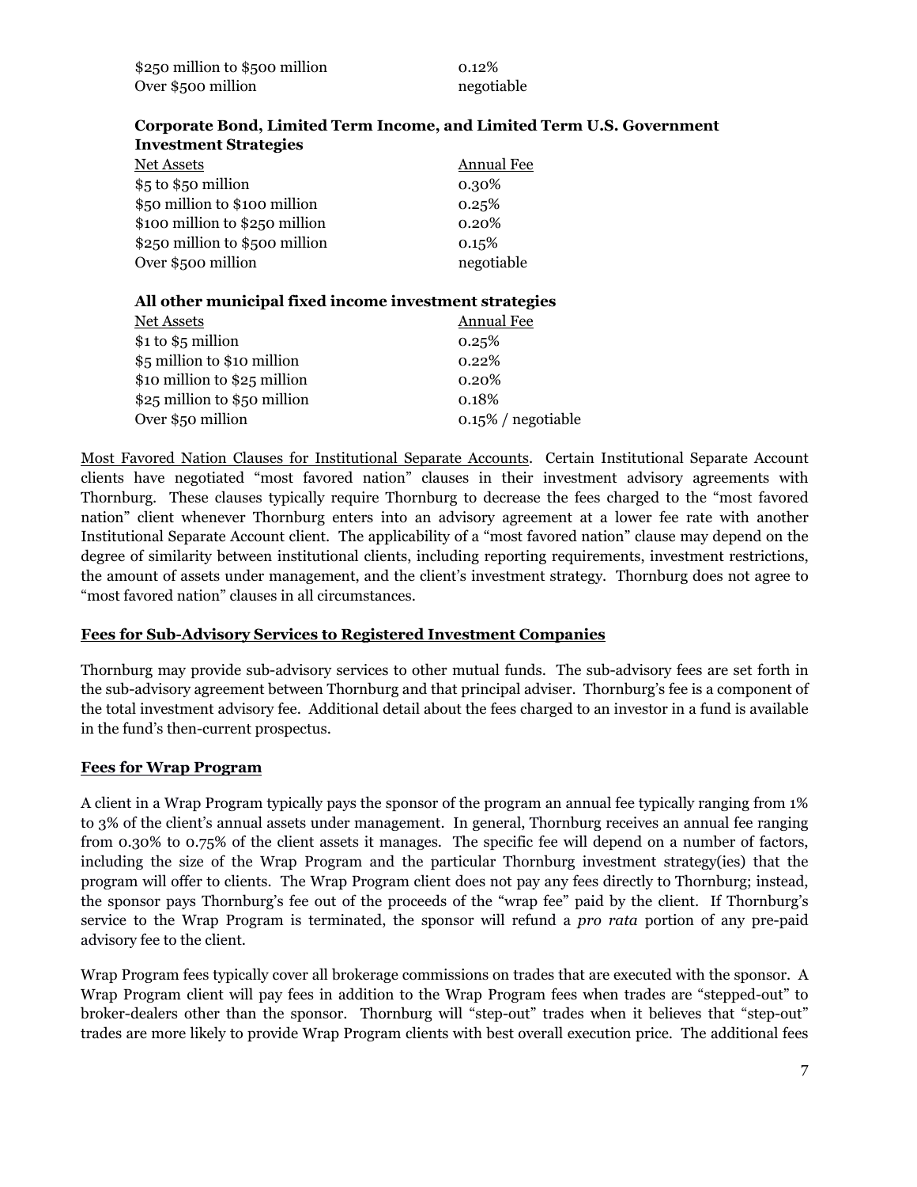| | |
|---|---|
| $250 million to $500 million | 0.12% |
| Over $500 million | negotiable |

**Corporate Bond, Limited Term Income, and Limited Term U.S. Government Investment Strategies**

| Net Assets | Annual Fee |
|---|---|
| $5 to $50 million | 0.30% |
| $50 million to $100 million | 0.25% |
| $100 million to $250 million | 0.20% |
| $250 million to $500 million | 0.15% |
| Over $500 million | negotiable |

**All other municipal fixed income investment strategies**

| Net Assets | Annual Fee |
|---|---|
| $1 to $5 million | 0.25% |
| $5 million to $10 million | 0.22% |
| $10 million to $25 million | 0.20% |
| $25 million to $50 million | 0.18% |
| Over $50 million | 0.15% / negotiable |

Most Favored Nation Clauses for Institutional Separate Accounts. Certain Institutional Separate Account clients have negotiated "most favored nation" clauses in their investment advisory agreements with Thornburg. These clauses typically require Thornburg to decrease the fees charged to the "most favored nation" client whenever Thornburg enters into an advisory agreement at a lower fee rate with another Institutional Separate Account client. The applicability of a "most favored nation" clause may depend on the degree of similarity between institutional clients, including reporting requirements, investment restrictions, the amount of assets under management, and the client's investment strategy. Thornburg does not agree to "most favored nation" clauses in all circumstances.

**Fees for Sub-Advisory Services to Registered Investment Companies**

Thornburg may provide sub-advisory services to other mutual funds. The sub-advisory fees are set forth in the sub-advisory agreement between Thornburg and that principal adviser. Thornburg's fee is a component of the total investment advisory fee. Additional detail about the fees charged to an investor in a fund is available in the fund's then-current prospectus.

**Fees for Wrap Program**

A client in a Wrap Program typically pays the sponsor of the program an annual fee typically ranging from 1% to 3% of the client's annual assets under management. In general, Thornburg receives an annual fee ranging from 0.30% to 0.75% of the client assets it manages. The specific fee will depend on a number of factors, including the size of the Wrap Program and the particular Thornburg investment strategy(ies) that the program will offer to clients. The Wrap Program client does not pay any fees directly to Thornburg; instead, the sponsor pays Thornburg's fee out of the proceeds of the "wrap fee" paid by the client. If Thornburg's service to the Wrap Program is terminated, the sponsor will refund a *pro rata* portion of any pre-paid advisory fee to the client.

Wrap Program fees typically cover all brokerage commissions on trades that are executed with the sponsor. A Wrap Program client will pay fees in addition to the Wrap Program fees when trades are "stepped-out" to broker-dealers other than the sponsor. Thornburg will "step-out" trades when it believes that "step-out" trades are more likely to provide Wrap Program clients with best overall execution price. The additional fees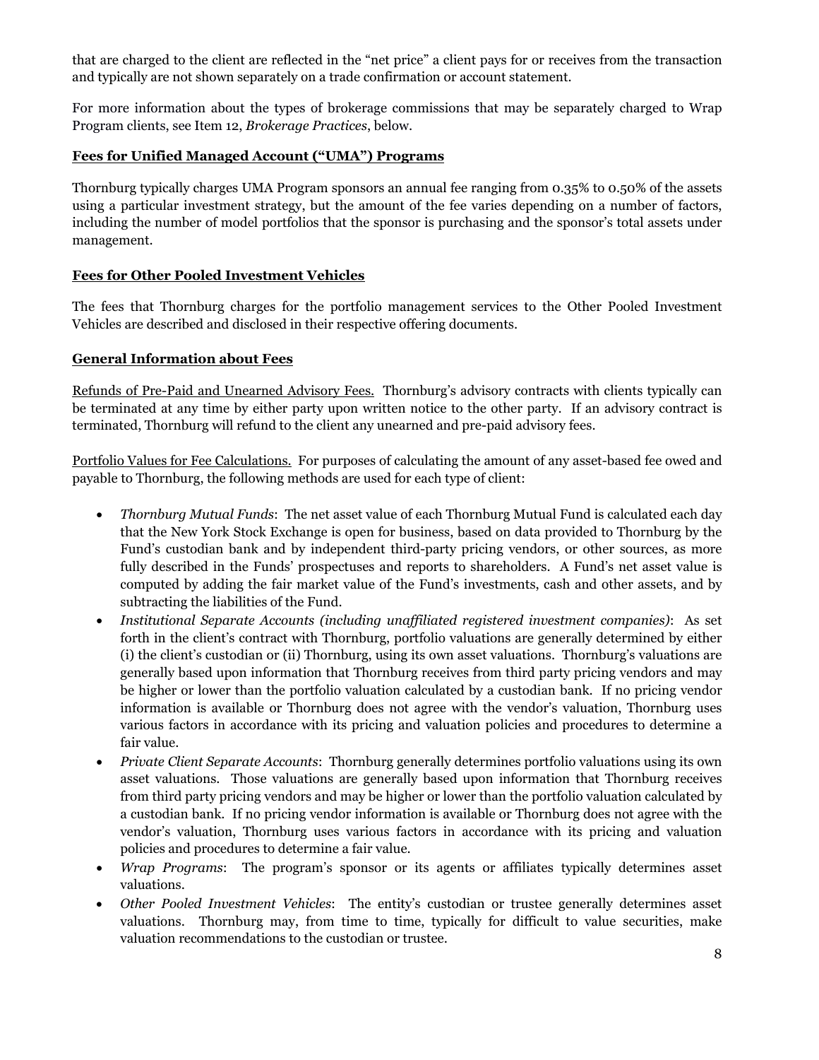that are charged to the client are reflected in the "net price" a client pays for or receives from the transaction and typically are not shown separately on a trade confirmation or account statement.

For more information about the types of brokerage commissions that may be separately charged to Wrap Program clients, see Item 12, *Brokerage Practices*, below.

**Fees for Unified Managed Account ("UMA") Programs**

Thornburg typically charges UMA Program sponsors an annual fee ranging from 0.35% to 0.50% of the assets using a particular investment strategy, but the amount of the fee varies depending on a number of factors, including the number of model portfolios that the sponsor is purchasing and the sponsor's total assets under management.

**Fees for Other Pooled Investment Vehicles**

The fees that Thornburg charges for the portfolio management services to the Other Pooled Investment Vehicles are described and disclosed in their respective offering documents.

**General Information about Fees**

Refunds of Pre-Paid and Unearned Advisory Fees. Thornburg's advisory contracts with clients typically can be terminated at any time by either party upon written notice to the other party. If an advisory contract is terminated, Thornburg will refund to the client any unearned and pre-paid advisory fees.

Portfolio Values for Fee Calculations. For purposes of calculating the amount of any asset-based fee owed and payable to Thornburg, the following methods are used for each type of client:

- *Thornburg Mutual Funds*: The net asset value of each Thornburg Mutual Fund is calculated each day that the New York Stock Exchange is open for business, based on data provided to Thornburg by the Fund's custodian bank and by independent third-party pricing vendors, or other sources, as more fully described in the Funds' prospectuses and reports to shareholders. A Fund's net asset value is computed by adding the fair market value of the Fund's investments, cash and other assets, and by subtracting the liabilities of the Fund.
- *Institutional Separate Accounts (including unaffiliated registered investment companies)*: As set forth in the client's contract with Thornburg, portfolio valuations are generally determined by either (i) the client's custodian or (ii) Thornburg, using its own asset valuations. Thornburg's valuations are generally based upon information that Thornburg receives from third party pricing vendors and may be higher or lower than the portfolio valuation calculated by a custodian bank. If no pricing vendor information is available or Thornburg does not agree with the vendor's valuation, Thornburg uses various factors in accordance with its pricing and valuation policies and procedures to determine a fair value.
- *Private Client Separate Accounts*: Thornburg generally determines portfolio valuations using its own asset valuations. Those valuations are generally based upon information that Thornburg receives from third party pricing vendors and may be higher or lower than the portfolio valuation calculated by a custodian bank. If no pricing vendor information is available or Thornburg does not agree with the vendor's valuation, Thornburg uses various factors in accordance with its pricing and valuation policies and procedures to determine a fair value.
- *Wrap Programs*: The program's sponsor or its agents or affiliates typically determines asset valuations.
- *Other Pooled Investment Vehicles*: The entity's custodian or trustee generally determines asset valuations. Thornburg may, from time to time, typically for difficult to value securities, make valuation recommendations to the custodian or trustee.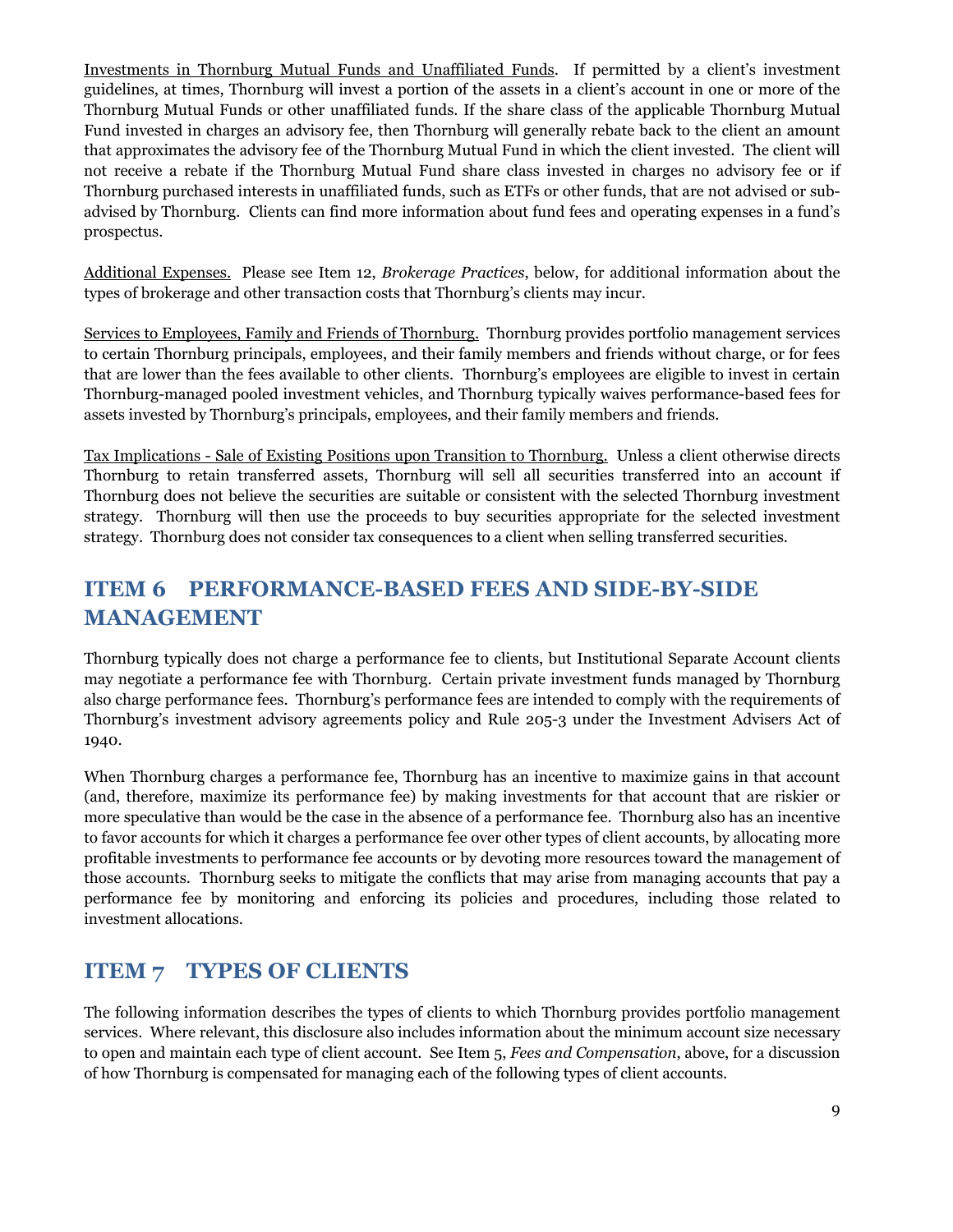Investments in Thornburg Mutual Funds and Unaffiliated Funds. If permitted by a client's investment guidelines, at times, Thornburg will invest a portion of the assets in a client's account in one or more of the Thornburg Mutual Funds or other unaffiliated funds. If the share class of the applicable Thornburg Mutual Fund invested in charges an advisory fee, then Thornburg will generally rebate back to the client an amount that approximates the advisory fee of the Thornburg Mutual Fund in which the client invested. The client will not receive a rebate if the Thornburg Mutual Fund share class invested in charges no advisory fee or if Thornburg purchased interests in unaffiliated funds, such as ETFs or other funds, that are not advised or sub-advised by Thornburg. Clients can find more information about fund fees and operating expenses in a fund's prospectus.

Additional Expenses. Please see Item 12, *Brokerage Practices*, below, for additional information about the types of brokerage and other transaction costs that Thornburg's clients may incur.

Services to Employees, Family and Friends of Thornburg. Thornburg provides portfolio management services to certain Thornburg principals, employees, and their family members and friends without charge, or for fees that are lower than the fees available to other clients. Thornburg's employees are eligible to invest in certain Thornburg-managed pooled investment vehicles, and Thornburg typically waives performance-based fees for assets invested by Thornburg's principals, employees, and their family members and friends.

Tax Implications - Sale of Existing Positions upon Transition to Thornburg. Unless a client otherwise directs Thornburg to retain transferred assets, Thornburg will sell all securities transferred into an account if Thornburg does not believe the securities are suitable or consistent with the selected Thornburg investment strategy. Thornburg will then use the proceeds to buy securities appropriate for the selected investment strategy. Thornburg does not consider tax consequences to a client when selling transferred securities.

## ITEM 6 PERFORMANCE-BASED FEES AND SIDE-BY-SIDE MANAGEMENT

Thornburg typically does not charge a performance fee to clients, but Institutional Separate Account clients may negotiate a performance fee with Thornburg. Certain private investment funds managed by Thornburg also charge performance fees. Thornburg's performance fees are intended to comply with the requirements of Thornburg's investment advisory agreements policy and Rule 205-3 under the Investment Advisers Act of 1940.

When Thornburg charges a performance fee, Thornburg has an incentive to maximize gains in that account (and, therefore, maximize its performance fee) by making investments for that account that are riskier or more speculative than would be the case in the absence of a performance fee. Thornburg also has an incentive to favor accounts for which it charges a performance fee over other types of client accounts, by allocating more profitable investments to performance fee accounts or by devoting more resources toward the management of those accounts. Thornburg seeks to mitigate the conflicts that may arise from managing accounts that pay a performance fee by monitoring and enforcing its policies and procedures, including those related to investment allocations.

## ITEM 7 TYPES OF CLIENTS

The following information describes the types of clients to which Thornburg provides portfolio management services. Where relevant, this disclosure also includes information about the minimum account size necessary to open and maintain each type of client account. See Item 5, *Fees and Compensation*, above, for a discussion of how Thornburg is compensated for managing each of the following types of client accounts.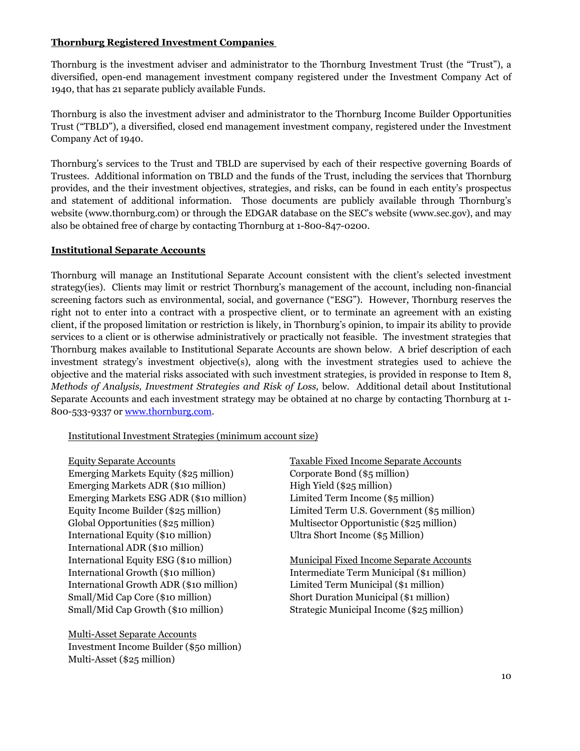## Thornburg Registered Investment Companies

Thornburg is the investment adviser and administrator to the Thornburg Investment Trust (the "Trust"), a diversified, open-end management investment company registered under the Investment Company Act of 1940, that has 21 separate publicly available Funds.

Thornburg is also the investment adviser and administrator to the Thornburg Income Builder Opportunities Trust ("TBLD"), a diversified, closed end management investment company, registered under the Investment Company Act of 1940.

Thornburg's services to the Trust and TBLD are supervised by each of their respective governing Boards of Trustees. Additional information on TBLD and the funds of the Trust, including the services that Thornburg provides, and the their investment objectives, strategies, and risks, can be found in each entity's prospectus and statement of additional information. Those documents are publicly available through Thornburg's website (www.thornburg.com) or through the EDGAR database on the SEC's website (www.sec.gov), and may also be obtained free of charge by contacting Thornburg at 1-800-847-0200.

## Institutional Separate Accounts

Thornburg will manage an Institutional Separate Account consistent with the client's selected investment strategy(ies). Clients may limit or restrict Thornburg's management of the account, including non-financial screening factors such as environmental, social, and governance ("ESG"). However, Thornburg reserves the right not to enter into a contract with a prospective client, or to terminate an agreement with an existing client, if the proposed limitation or restriction is likely, in Thornburg's opinion, to impair its ability to provide services to a client or is otherwise administratively or practically not feasible. The investment strategies that Thornburg makes available to Institutional Separate Accounts are shown below. A brief description of each investment strategy's investment objective(s), along with the investment strategies used to achieve the objective and the material risks associated with such investment strategies, is provided in response to Item 8, *Methods of Analysis, Investment Strategies and Risk of Loss,* below. Additional detail about Institutional Separate Accounts and each investment strategy may be obtained at no charge by contacting Thornburg at 1-800-533-9337 or www.thornburg.com.

Institutional Investment Strategies (minimum account size)

Equity Separate Accounts
- Emerging Markets Equity ($25 million)
- Emerging Markets ADR ($10 million)
- Emerging Markets ESG ADR ($10 million)
- Equity Income Builder ($25 million)
- Global Opportunities ($25 million)
- International Equity ($10 million)
- International ADR ($10 million)
- International Equity ESG ($10 million)
- International Growth ($10 million)
- International Growth ADR ($10 million)
- Small/Mid Cap Core ($10 million)
- Small/Mid Cap Growth ($10 million)

Multi-Asset Separate Accounts
- Investment Income Builder ($50 million)
- Multi-Asset ($25 million)

Taxable Fixed Income Separate Accounts
- Corporate Bond ($5 million)
- High Yield ($25 million)
- Limited Term Income ($5 million)
- Limited Term U.S. Government ($5 million)
- Multisector Opportunistic ($25 million)
- Ultra Short Income ($5 Million)

Municipal Fixed Income Separate Accounts
- Intermediate Term Municipal ($1 million)
- Limited Term Municipal ($1 million)
- Short Duration Municipal ($1 million)
- Strategic Municipal Income ($25 million)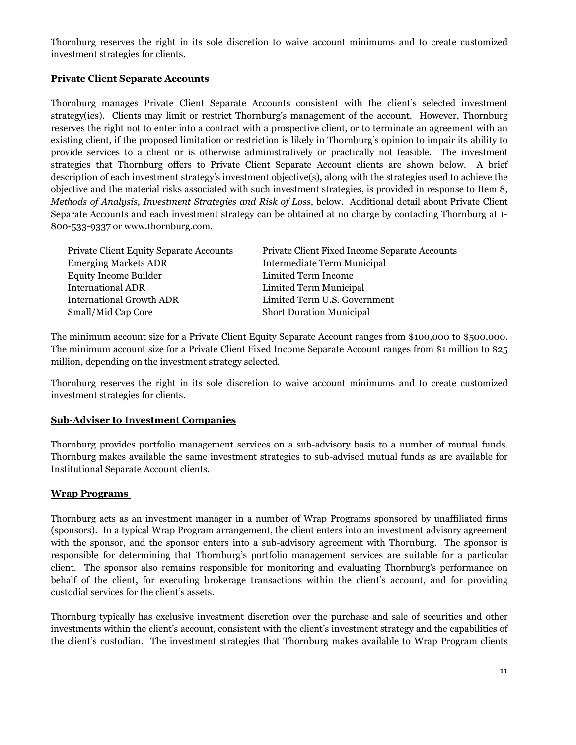Thornburg reserves the right in its sole discretion to waive account minimums and to create customized investment strategies for clients.

**Private Client Separate Accounts**

Thornburg manages Private Client Separate Accounts consistent with the client's selected investment strategy(ies). Clients may limit or restrict Thornburg's management of the account. However, Thornburg reserves the right not to enter into a contract with a prospective client, or to terminate an agreement with an existing client, if the proposed limitation or restriction is likely in Thornburg's opinion to impair its ability to provide services to a client or is otherwise administratively or practically not feasible. The investment strategies that Thornburg offers to Private Client Separate Account clients are shown below. A brief description of each investment strategy's investment objective(s), along with the strategies used to achieve the objective and the material risks associated with such investment strategies, is provided in response to Item 8, *Methods of Analysis, Investment Strategies and Risk of Loss*, below. Additional detail about Private Client Separate Accounts and each investment strategy can be obtained at no charge by contacting Thornburg at 1-800-533-9337 or www.thornburg.com.

| Private Client Equity Separate Accounts | Private Client Fixed Income Separate Accounts |
|---|---|
| Emerging Markets ADR | Intermediate Term Municipal |
| Equity Income Builder | Limited Term Income |
| International ADR | Limited Term Municipal |
| International Growth ADR | Limited Term U.S. Government |
| Small/Mid Cap Core | Short Duration Municipal |

The minimum account size for a Private Client Equity Separate Account ranges from $100,000 to $500,000. The minimum account size for a Private Client Fixed Income Separate Account ranges from $1 million to $25 million, depending on the investment strategy selected.

Thornburg reserves the right in its sole discretion to waive account minimums and to create customized investment strategies for clients.

**Sub-Adviser to Investment Companies**

Thornburg provides portfolio management services on a sub-advisory basis to a number of mutual funds. Thornburg makes available the same investment strategies to sub-advised mutual funds as are available for Institutional Separate Account clients.

**Wrap Programs**

Thornburg acts as an investment manager in a number of Wrap Programs sponsored by unaffiliated firms (sponsors). In a typical Wrap Program arrangement, the client enters into an investment advisory agreement with the sponsor, and the sponsor enters into a sub-advisory agreement with Thornburg. The sponsor is responsible for determining that Thornburg's portfolio management services are suitable for a particular client. The sponsor also remains responsible for monitoring and evaluating Thornburg's performance on behalf of the client, for executing brokerage transactions within the client's account, and for providing custodial services for the client's assets.

Thornburg typically has exclusive investment discretion over the purchase and sale of securities and other investments within the client's account, consistent with the client's investment strategy and the capabilities of the client's custodian. The investment strategies that Thornburg makes available to Wrap Program clients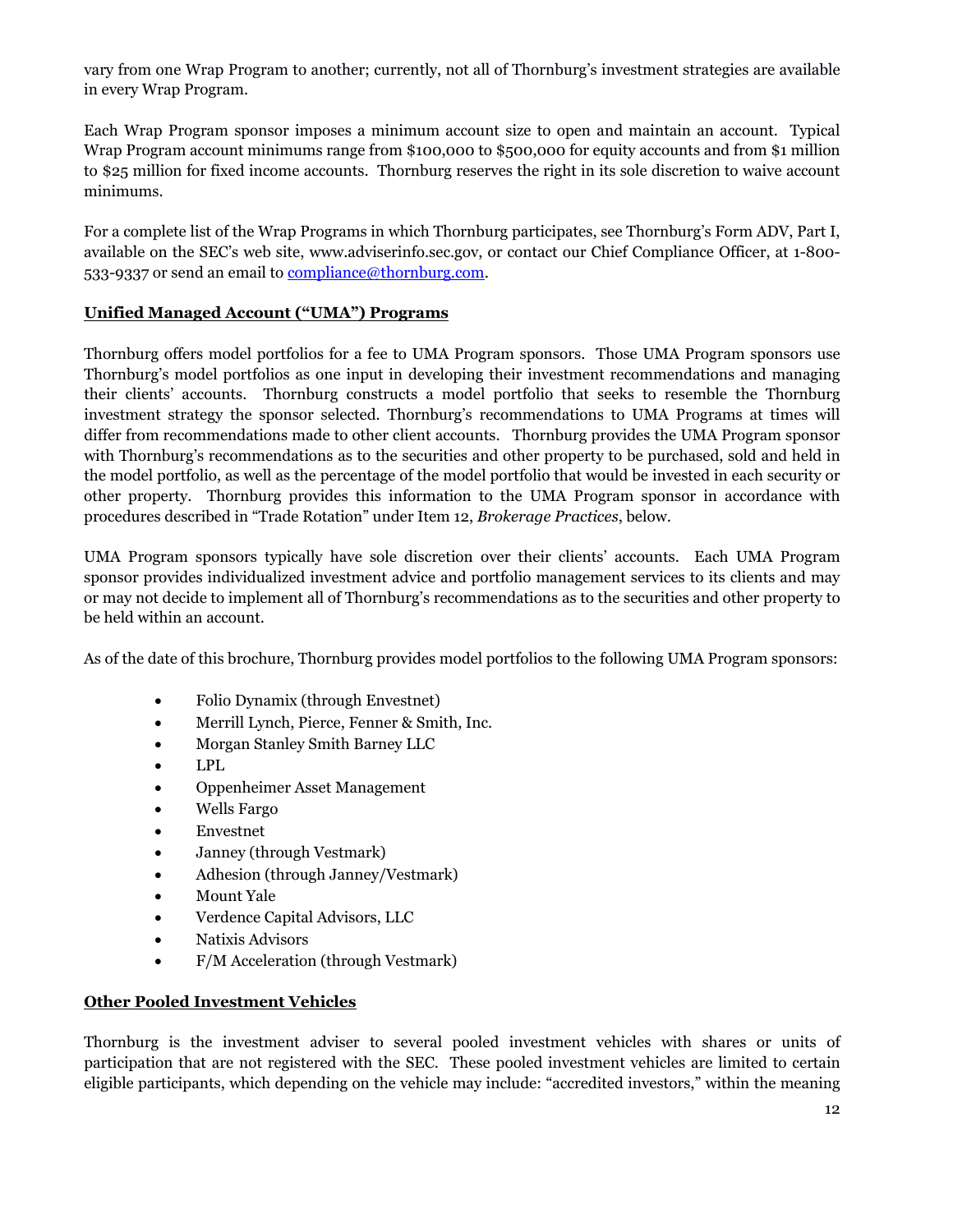vary from one Wrap Program to another; currently, not all of Thornburg's investment strategies are available in every Wrap Program.

Each Wrap Program sponsor imposes a minimum account size to open and maintain an account. Typical Wrap Program account minimums range from $100,000 to $500,000 for equity accounts and from $1 million to $25 million for fixed income accounts. Thornburg reserves the right in its sole discretion to waive account minimums.

For a complete list of the Wrap Programs in which Thornburg participates, see Thornburg's Form ADV, Part I, available on the SEC's web site, www.adviserinfo.sec.gov, or contact our Chief Compliance Officer, at 1-800-533-9337 or send an email to compliance@thornburg.com.

**Unified Managed Account ("UMA") Programs**

Thornburg offers model portfolios for a fee to UMA Program sponsors. Those UMA Program sponsors use Thornburg's model portfolios as one input in developing their investment recommendations and managing their clients' accounts. Thornburg constructs a model portfolio that seeks to resemble the Thornburg investment strategy the sponsor selected. Thornburg's recommendations to UMA Programs at times will differ from recommendations made to other client accounts. Thornburg provides the UMA Program sponsor with Thornburg's recommendations as to the securities and other property to be purchased, sold and held in the model portfolio, as well as the percentage of the model portfolio that would be invested in each security or other property. Thornburg provides this information to the UMA Program sponsor in accordance with procedures described in "Trade Rotation" under Item 12, *Brokerage Practices*, below.

UMA Program sponsors typically have sole discretion over their clients' accounts. Each UMA Program sponsor provides individualized investment advice and portfolio management services to its clients and may or may not decide to implement all of Thornburg's recommendations as to the securities and other property to be held within an account.

As of the date of this brochure, Thornburg provides model portfolios to the following UMA Program sponsors:

- Folio Dynamix (through Envestnet)
- Merrill Lynch, Pierce, Fenner & Smith, Inc.
- Morgan Stanley Smith Barney LLC
- LPL
- Oppenheimer Asset Management
- Wells Fargo
- Envestnet
- Janney (through Vestmark)
- Adhesion (through Janney/Vestmark)
- Mount Yale
- Verdence Capital Advisors, LLC
- Natixis Advisors
- F/M Acceleration (through Vestmark)

**Other Pooled Investment Vehicles**

Thornburg is the investment adviser to several pooled investment vehicles with shares or units of participation that are not registered with the SEC. These pooled investment vehicles are limited to certain eligible participants, which depending on the vehicle may include: "accredited investors," within the meaning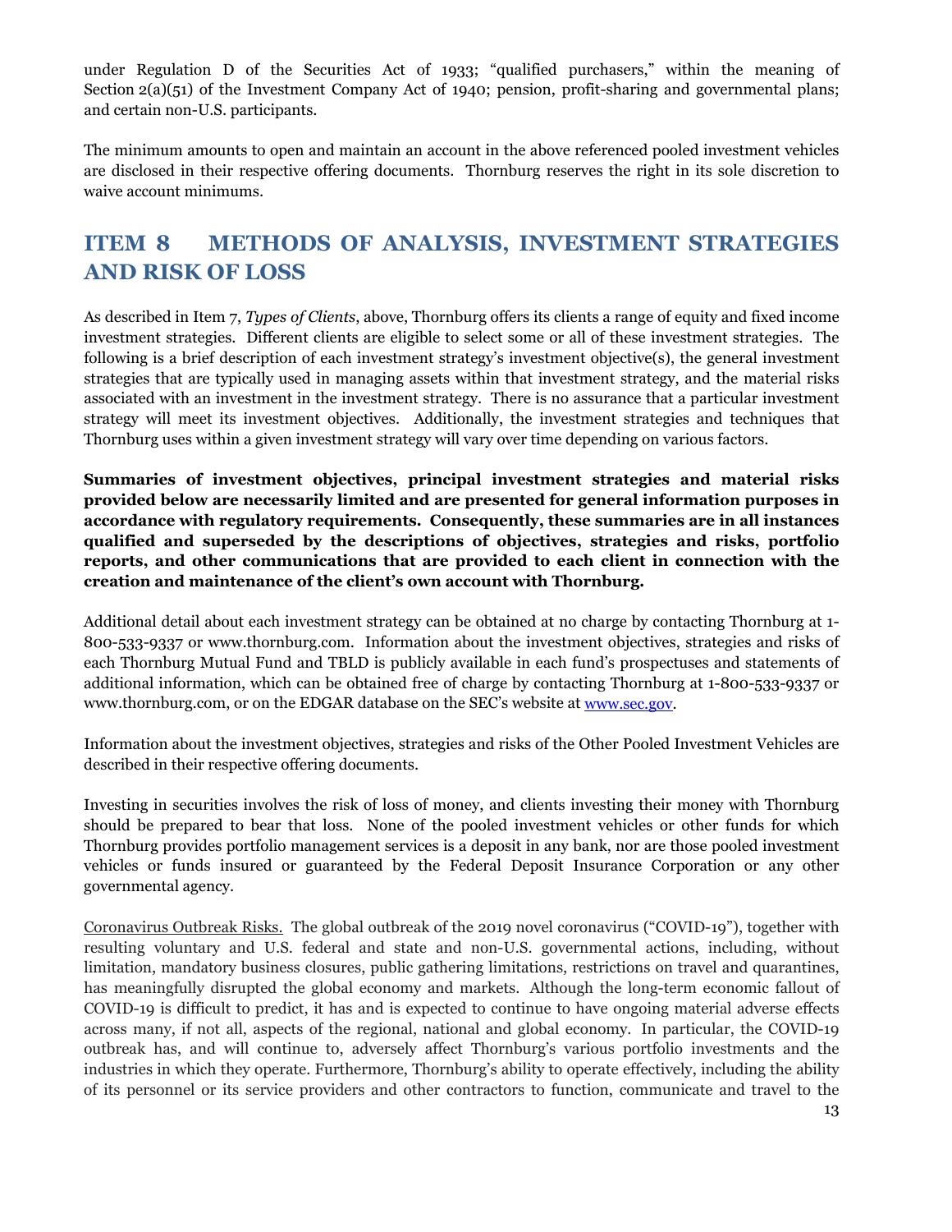under Regulation D of the Securities Act of 1933; "qualified purchasers," within the meaning of Section 2(a)(51) of the Investment Company Act of 1940; pension, profit-sharing and governmental plans; and certain non-U.S. participants.

The minimum amounts to open and maintain an account in the above referenced pooled investment vehicles are disclosed in their respective offering documents. Thornburg reserves the right in its sole discretion to waive account minimums.

## ITEM 8 METHODS OF ANALYSIS, INVESTMENT STRATEGIES AND RISK OF LOSS

As described in Item 7, *Types of Clients*, above, Thornburg offers its clients a range of equity and fixed income investment strategies. Different clients are eligible to select some or all of these investment strategies. The following is a brief description of each investment strategy's investment objective(s), the general investment strategies that are typically used in managing assets within that investment strategy, and the material risks associated with an investment in the investment strategy. There is no assurance that a particular investment strategy will meet its investment objectives. Additionally, the investment strategies and techniques that Thornburg uses within a given investment strategy will vary over time depending on various factors.

**Summaries of investment objectives, principal investment strategies and material risks provided below are necessarily limited and are presented for general information purposes in accordance with regulatory requirements. Consequently, these summaries are in all instances qualified and superseded by the descriptions of objectives, strategies and risks, portfolio reports, and other communications that are provided to each client in connection with the creation and maintenance of the client's own account with Thornburg.**

Additional detail about each investment strategy can be obtained at no charge by contacting Thornburg at 1-800-533-9337 or www.thornburg.com. Information about the investment objectives, strategies and risks of each Thornburg Mutual Fund and TBLD is publicly available in each fund's prospectuses and statements of additional information, which can be obtained free of charge by contacting Thornburg at 1-800-533-9337 or www.thornburg.com, or on the EDGAR database on the SEC's website at www.sec.gov.

Information about the investment objectives, strategies and risks of the Other Pooled Investment Vehicles are described in their respective offering documents.

Investing in securities involves the risk of loss of money, and clients investing their money with Thornburg should be prepared to bear that loss. None of the pooled investment vehicles or other funds for which Thornburg provides portfolio management services is a deposit in any bank, nor are those pooled investment vehicles or funds insured or guaranteed by the Federal Deposit Insurance Corporation or any other governmental agency.

Coronavirus Outbreak Risks. The global outbreak of the 2019 novel coronavirus ("COVID-19"), together with resulting voluntary and U.S. federal and state and non-U.S. governmental actions, including, without limitation, mandatory business closures, public gathering limitations, restrictions on travel and quarantines, has meaningfully disrupted the global economy and markets. Although the long-term economic fallout of COVID-19 is difficult to predict, it has and is expected to continue to have ongoing material adverse effects across many, if not all, aspects of the regional, national and global economy. In particular, the COVID-19 outbreak has, and will continue to, adversely affect Thornburg's various portfolio investments and the industries in which they operate. Furthermore, Thornburg's ability to operate effectively, including the ability of its personnel or its service providers and other contractors to function, communicate and travel to the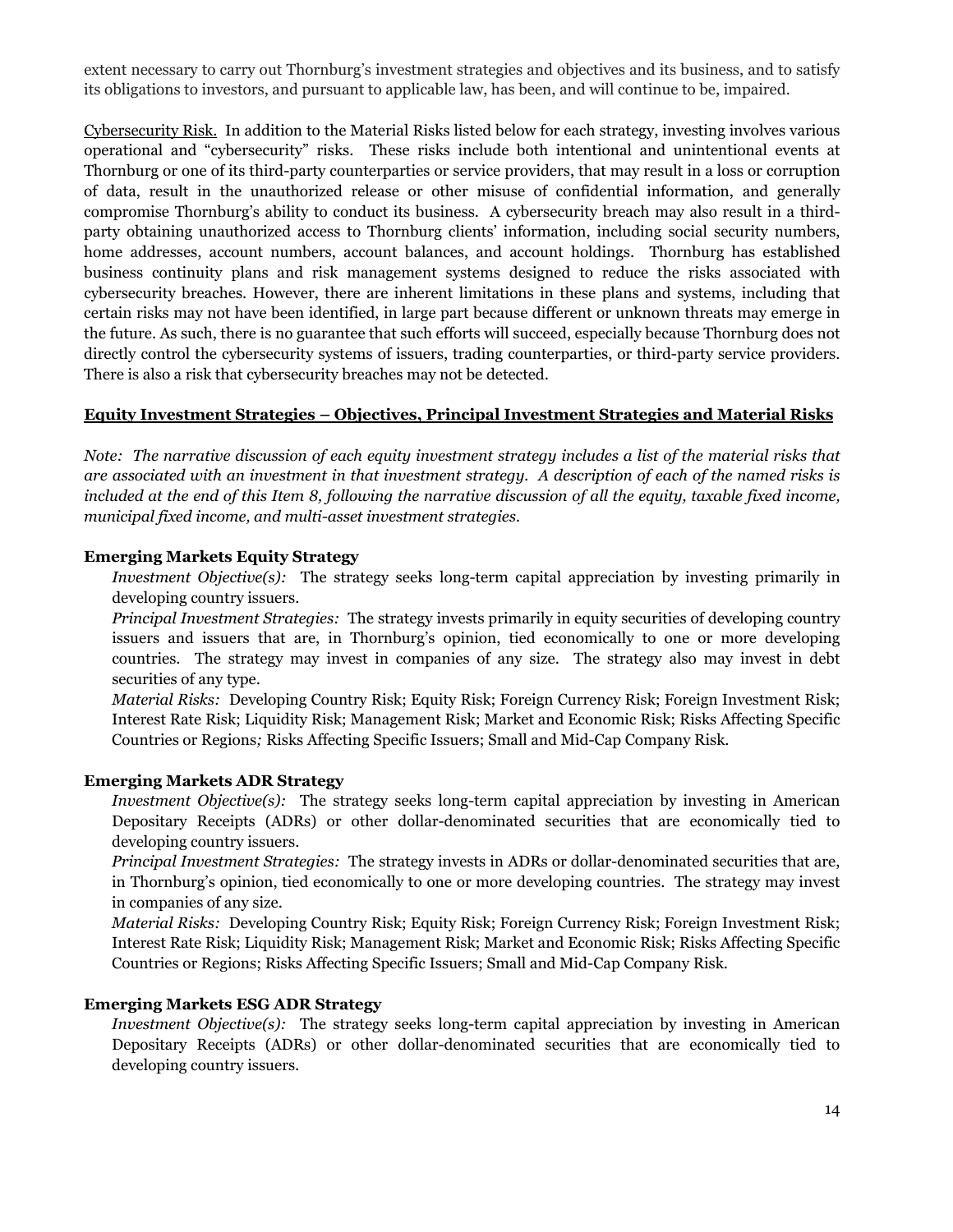extent necessary to carry out Thornburg's investment strategies and objectives and its business, and to satisfy its obligations to investors, and pursuant to applicable law, has been, and will continue to be, impaired.

Cybersecurity Risk. In addition to the Material Risks listed below for each strategy, investing involves various operational and "cybersecurity" risks. These risks include both intentional and unintentional events at Thornburg or one of its third-party counterparties or service providers, that may result in a loss or corruption of data, result in the unauthorized release or other misuse of confidential information, and generally compromise Thornburg's ability to conduct its business. A cybersecurity breach may also result in a third-party obtaining unauthorized access to Thornburg clients' information, including social security numbers, home addresses, account numbers, account balances, and account holdings. Thornburg has established business continuity plans and risk management systems designed to reduce the risks associated with cybersecurity breaches. However, there are inherent limitations in these plans and systems, including that certain risks may not have been identified, in large part because different or unknown threats may emerge in the future. As such, there is no guarantee that such efforts will succeed, especially because Thornburg does not directly control the cybersecurity systems of issuers, trading counterparties, or third-party service providers. There is also a risk that cybersecurity breaches may not be detected.

## Equity Investment Strategies – Objectives, Principal Investment Strategies and Material Risks

*Note: The narrative discussion of each equity investment strategy includes a list of the material risks that are associated with an investment in that investment strategy. A description of each of the named risks is included at the end of this Item 8, following the narrative discussion of all the equity, taxable fixed income, municipal fixed income, and multi-asset investment strategies.*

### Emerging Markets Equity Strategy

*Investment Objective(s):* The strategy seeks long-term capital appreciation by investing primarily in developing country issuers.

*Principal Investment Strategies:* The strategy invests primarily in equity securities of developing country issuers and issuers that are, in Thornburg's opinion, tied economically to one or more developing countries. The strategy may invest in companies of any size. The strategy also may invest in debt securities of any type.

*Material Risks:* Developing Country Risk; Equity Risk; Foreign Currency Risk; Foreign Investment Risk; Interest Rate Risk; Liquidity Risk; Management Risk; Market and Economic Risk; Risks Affecting Specific Countries or Regions; Risks Affecting Specific Issuers; Small and Mid-Cap Company Risk.

### Emerging Markets ADR Strategy

*Investment Objective(s):* The strategy seeks long-term capital appreciation by investing in American Depositary Receipts (ADRs) or other dollar-denominated securities that are economically tied to developing country issuers.

*Principal Investment Strategies:* The strategy invests in ADRs or dollar-denominated securities that are, in Thornburg's opinion, tied economically to one or more developing countries. The strategy may invest in companies of any size.

*Material Risks:* Developing Country Risk; Equity Risk; Foreign Currency Risk; Foreign Investment Risk; Interest Rate Risk; Liquidity Risk; Management Risk; Market and Economic Risk; Risks Affecting Specific Countries or Regions; Risks Affecting Specific Issuers; Small and Mid-Cap Company Risk.

### Emerging Markets ESG ADR Strategy

*Investment Objective(s):* The strategy seeks long-term capital appreciation by investing in American Depositary Receipts (ADRs) or other dollar-denominated securities that are economically tied to developing country issuers.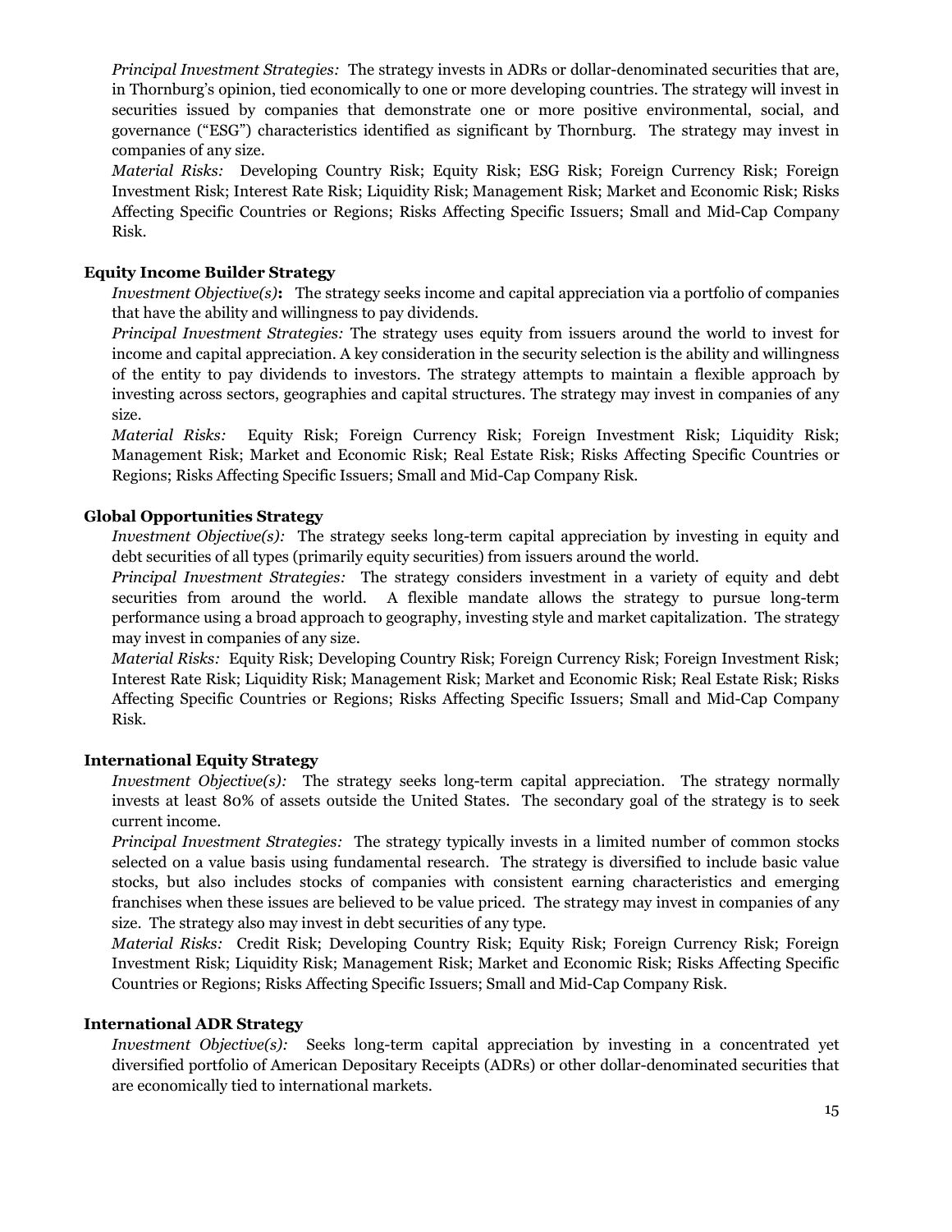*Principal Investment Strategies:* The strategy invests in ADRs or dollar-denominated securities that are, in Thornburg's opinion, tied economically to one or more developing countries. The strategy will invest in securities issued by companies that demonstrate one or more positive environmental, social, and governance ("ESG") characteristics identified as significant by Thornburg. The strategy may invest in companies of any size.

*Material Risks:* Developing Country Risk; Equity Risk; ESG Risk; Foreign Currency Risk; Foreign Investment Risk; Interest Rate Risk; Liquidity Risk; Management Risk; Market and Economic Risk; Risks Affecting Specific Countries or Regions; Risks Affecting Specific Issuers; Small and Mid-Cap Company Risk.

**Equity Income Builder Strategy**

*Investment Objective(s)***:** The strategy seeks income and capital appreciation via a portfolio of companies that have the ability and willingness to pay dividends.

*Principal Investment Strategies:* The strategy uses equity from issuers around the world to invest for income and capital appreciation. A key consideration in the security selection is the ability and willingness of the entity to pay dividends to investors. The strategy attempts to maintain a flexible approach by investing across sectors, geographies and capital structures. The strategy may invest in companies of any size.

*Material Risks:* Equity Risk; Foreign Currency Risk; Foreign Investment Risk; Liquidity Risk; Management Risk; Market and Economic Risk; Real Estate Risk; Risks Affecting Specific Countries or Regions; Risks Affecting Specific Issuers; Small and Mid-Cap Company Risk.

**Global Opportunities Strategy**

*Investment Objective(s):* The strategy seeks long-term capital appreciation by investing in equity and debt securities of all types (primarily equity securities) from issuers around the world.

*Principal Investment Strategies:* The strategy considers investment in a variety of equity and debt securities from around the world. A flexible mandate allows the strategy to pursue long-term performance using a broad approach to geography, investing style and market capitalization. The strategy may invest in companies of any size.

*Material Risks:* Equity Risk; Developing Country Risk; Foreign Currency Risk; Foreign Investment Risk; Interest Rate Risk; Liquidity Risk; Management Risk; Market and Economic Risk; Real Estate Risk; Risks Affecting Specific Countries or Regions; Risks Affecting Specific Issuers; Small and Mid-Cap Company Risk.

**International Equity Strategy**

*Investment Objective(s):* The strategy seeks long-term capital appreciation. The strategy normally invests at least 80% of assets outside the United States. The secondary goal of the strategy is to seek current income.

*Principal Investment Strategies:* The strategy typically invests in a limited number of common stocks selected on a value basis using fundamental research. The strategy is diversified to include basic value stocks, but also includes stocks of companies with consistent earning characteristics and emerging franchises when these issues are believed to be value priced. The strategy may invest in companies of any size. The strategy also may invest in debt securities of any type.

*Material Risks:* Credit Risk; Developing Country Risk; Equity Risk; Foreign Currency Risk; Foreign Investment Risk; Liquidity Risk; Management Risk; Market and Economic Risk; Risks Affecting Specific Countries or Regions; Risks Affecting Specific Issuers; Small and Mid-Cap Company Risk.

**International ADR Strategy**

*Investment Objective(s):* Seeks long-term capital appreciation by investing in a concentrated yet diversified portfolio of American Depositary Receipts (ADRs) or other dollar-denominated securities that are economically tied to international markets.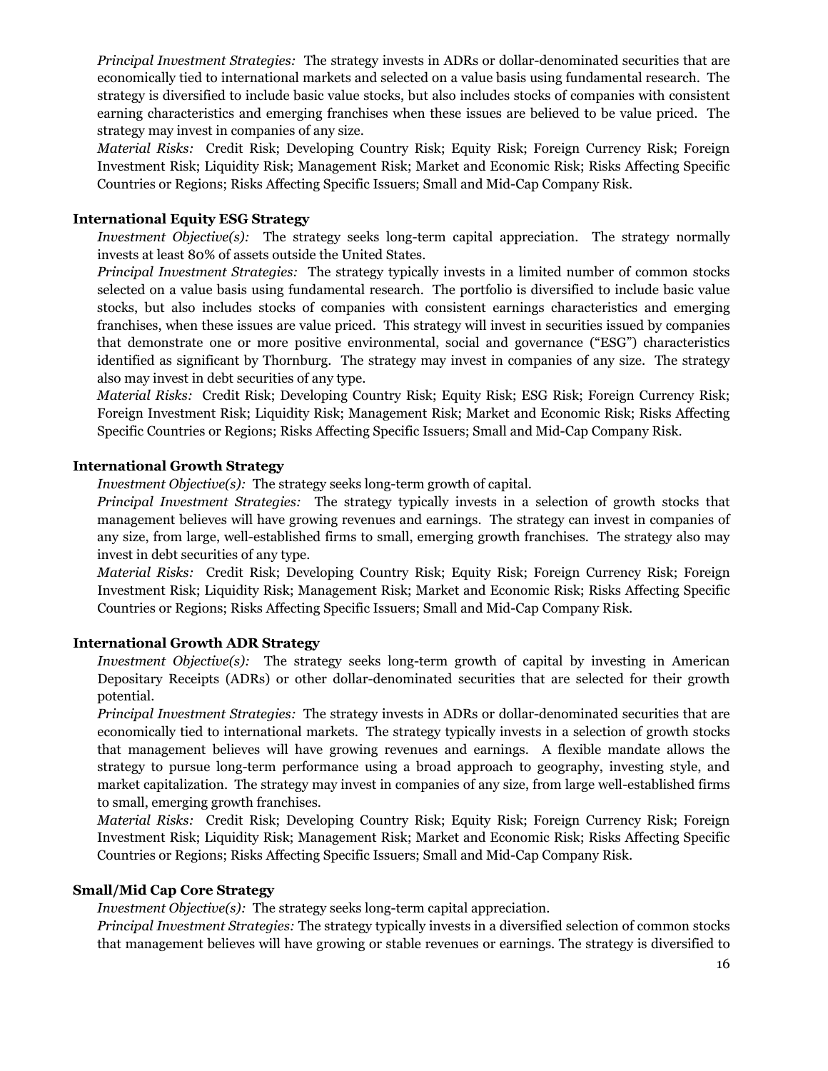*Principal Investment Strategies:* The strategy invests in ADRs or dollar-denominated securities that are economically tied to international markets and selected on a value basis using fundamental research. The strategy is diversified to include basic value stocks, but also includes stocks of companies with consistent earning characteristics and emerging franchises when these issues are believed to be value priced. The strategy may invest in companies of any size.

*Material Risks:* Credit Risk; Developing Country Risk; Equity Risk; Foreign Currency Risk; Foreign Investment Risk; Liquidity Risk; Management Risk; Market and Economic Risk; Risks Affecting Specific Countries or Regions; Risks Affecting Specific Issuers; Small and Mid-Cap Company Risk.

**International Equity ESG Strategy**

*Investment Objective(s):* The strategy seeks long-term capital appreciation. The strategy normally invests at least 80% of assets outside the United States.

*Principal Investment Strategies:* The strategy typically invests in a limited number of common stocks selected on a value basis using fundamental research. The portfolio is diversified to include basic value stocks, but also includes stocks of companies with consistent earnings characteristics and emerging franchises, when these issues are value priced. This strategy will invest in securities issued by companies that demonstrate one or more positive environmental, social and governance ("ESG") characteristics identified as significant by Thornburg. The strategy may invest in companies of any size. The strategy also may invest in debt securities of any type.

*Material Risks:* Credit Risk; Developing Country Risk; Equity Risk; ESG Risk; Foreign Currency Risk; Foreign Investment Risk; Liquidity Risk; Management Risk; Market and Economic Risk; Risks Affecting Specific Countries or Regions; Risks Affecting Specific Issuers; Small and Mid-Cap Company Risk.

**International Growth Strategy**

*Investment Objective(s):* The strategy seeks long-term growth of capital.

*Principal Investment Strategies:* The strategy typically invests in a selection of growth stocks that management believes will have growing revenues and earnings. The strategy can invest in companies of any size, from large, well-established firms to small, emerging growth franchises. The strategy also may invest in debt securities of any type.

*Material Risks:* Credit Risk; Developing Country Risk; Equity Risk; Foreign Currency Risk; Foreign Investment Risk; Liquidity Risk; Management Risk; Market and Economic Risk; Risks Affecting Specific Countries or Regions; Risks Affecting Specific Issuers; Small and Mid-Cap Company Risk.

**International Growth ADR Strategy**

*Investment Objective(s):* The strategy seeks long-term growth of capital by investing in American Depositary Receipts (ADRs) or other dollar-denominated securities that are selected for their growth potential.

*Principal Investment Strategies:* The strategy invests in ADRs or dollar-denominated securities that are economically tied to international markets. The strategy typically invests in a selection of growth stocks that management believes will have growing revenues and earnings. A flexible mandate allows the strategy to pursue long-term performance using a broad approach to geography, investing style, and market capitalization. The strategy may invest in companies of any size, from large well-established firms to small, emerging growth franchises.

*Material Risks:* Credit Risk; Developing Country Risk; Equity Risk; Foreign Currency Risk; Foreign Investment Risk; Liquidity Risk; Management Risk; Market and Economic Risk; Risks Affecting Specific Countries or Regions; Risks Affecting Specific Issuers; Small and Mid-Cap Company Risk.

**Small/Mid Cap Core Strategy**

*Investment Objective(s):* The strategy seeks long-term capital appreciation.

*Principal Investment Strategies:* The strategy typically invests in a diversified selection of common stocks that management believes will have growing or stable revenues or earnings. The strategy is diversified to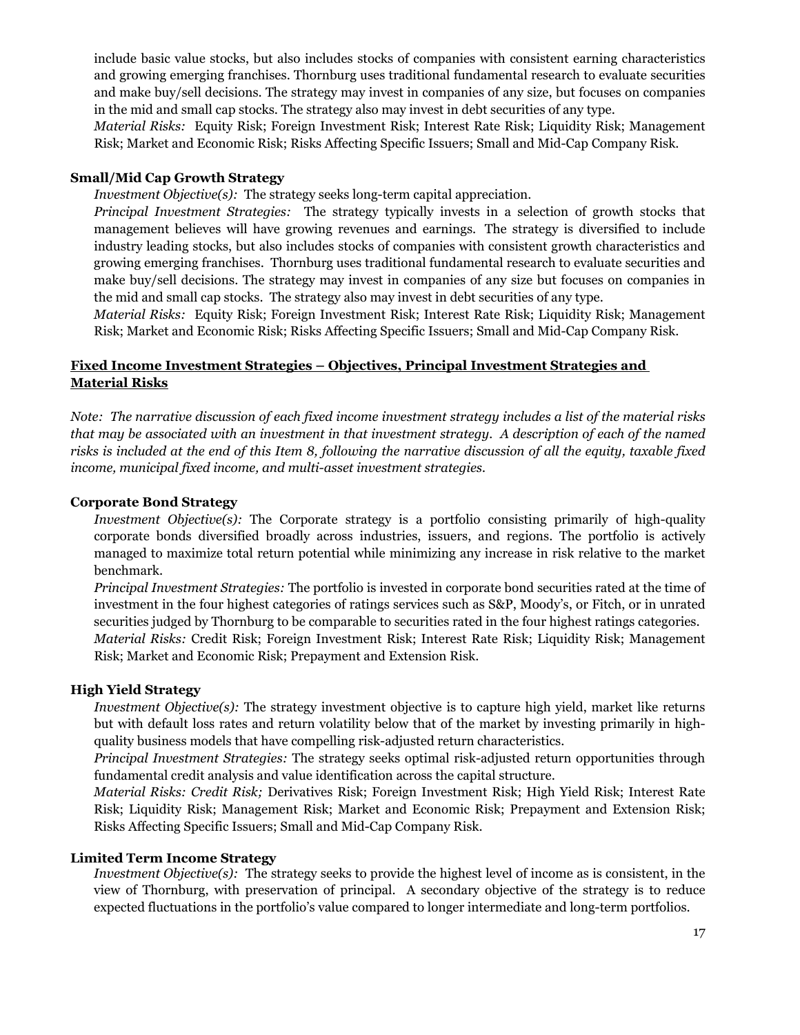include basic value stocks, but also includes stocks of companies with consistent earning characteristics and growing emerging franchises. Thornburg uses traditional fundamental research to evaluate securities and make buy/sell decisions. The strategy may invest in companies of any size, but focuses on companies in the mid and small cap stocks. The strategy also may invest in debt securities of any type.
*Material Risks:* Equity Risk; Foreign Investment Risk; Interest Rate Risk; Liquidity Risk; Management Risk; Market and Economic Risk; Risks Affecting Specific Issuers; Small and Mid-Cap Company Risk.

**Small/Mid Cap Growth Strategy**

*Investment Objective(s):* The strategy seeks long-term capital appreciation.
*Principal Investment Strategies:* The strategy typically invests in a selection of growth stocks that management believes will have growing revenues and earnings. The strategy is diversified to include industry leading stocks, but also includes stocks of companies with consistent growth characteristics and growing emerging franchises. Thornburg uses traditional fundamental research to evaluate securities and make buy/sell decisions. The strategy may invest in companies of any size but focuses on companies in the mid and small cap stocks. The strategy also may invest in debt securities of any type.
*Material Risks:* Equity Risk; Foreign Investment Risk; Interest Rate Risk; Liquidity Risk; Management Risk; Market and Economic Risk; Risks Affecting Specific Issuers; Small and Mid-Cap Company Risk.

**<u>Fixed Income Investment Strategies – Objectives, Principal Investment Strategies and Material Risks</u>**

*Note: The narrative discussion of each fixed income investment strategy includes a list of the material risks that may be associated with an investment in that investment strategy. A description of each of the named risks is included at the end of this Item 8, following the narrative discussion of all the equity, taxable fixed income, municipal fixed income, and multi-asset investment strategies.*

**Corporate Bond Strategy**

*Investment Objective(s):* The Corporate strategy is a portfolio consisting primarily of high-quality corporate bonds diversified broadly across industries, issuers, and regions. The portfolio is actively managed to maximize total return potential while minimizing any increase in risk relative to the market benchmark.
*Principal Investment Strategies:* The portfolio is invested in corporate bond securities rated at the time of investment in the four highest categories of ratings services such as S&P, Moody's, or Fitch, or in unrated securities judged by Thornburg to be comparable to securities rated in the four highest ratings categories.
*Material Risks:* Credit Risk; Foreign Investment Risk; Interest Rate Risk; Liquidity Risk; Management Risk; Market and Economic Risk; Prepayment and Extension Risk.

**High Yield Strategy**

*Investment Objective(s):* The strategy investment objective is to capture high yield, market like returns but with default loss rates and return volatility below that of the market by investing primarily in high-quality business models that have compelling risk-adjusted return characteristics.
*Principal Investment Strategies:* The strategy seeks optimal risk-adjusted return opportunities through fundamental credit analysis and value identification across the capital structure.
*Material Risks: Credit Risk;* Derivatives Risk; Foreign Investment Risk; High Yield Risk; Interest Rate Risk; Liquidity Risk; Management Risk; Market and Economic Risk; Prepayment and Extension Risk; Risks Affecting Specific Issuers; Small and Mid-Cap Company Risk.

**Limited Term Income Strategy**

*Investment Objective(s):* The strategy seeks to provide the highest level of income as is consistent, in the view of Thornburg, with preservation of principal. A secondary objective of the strategy is to reduce expected fluctuations in the portfolio's value compared to longer intermediate and long-term portfolios.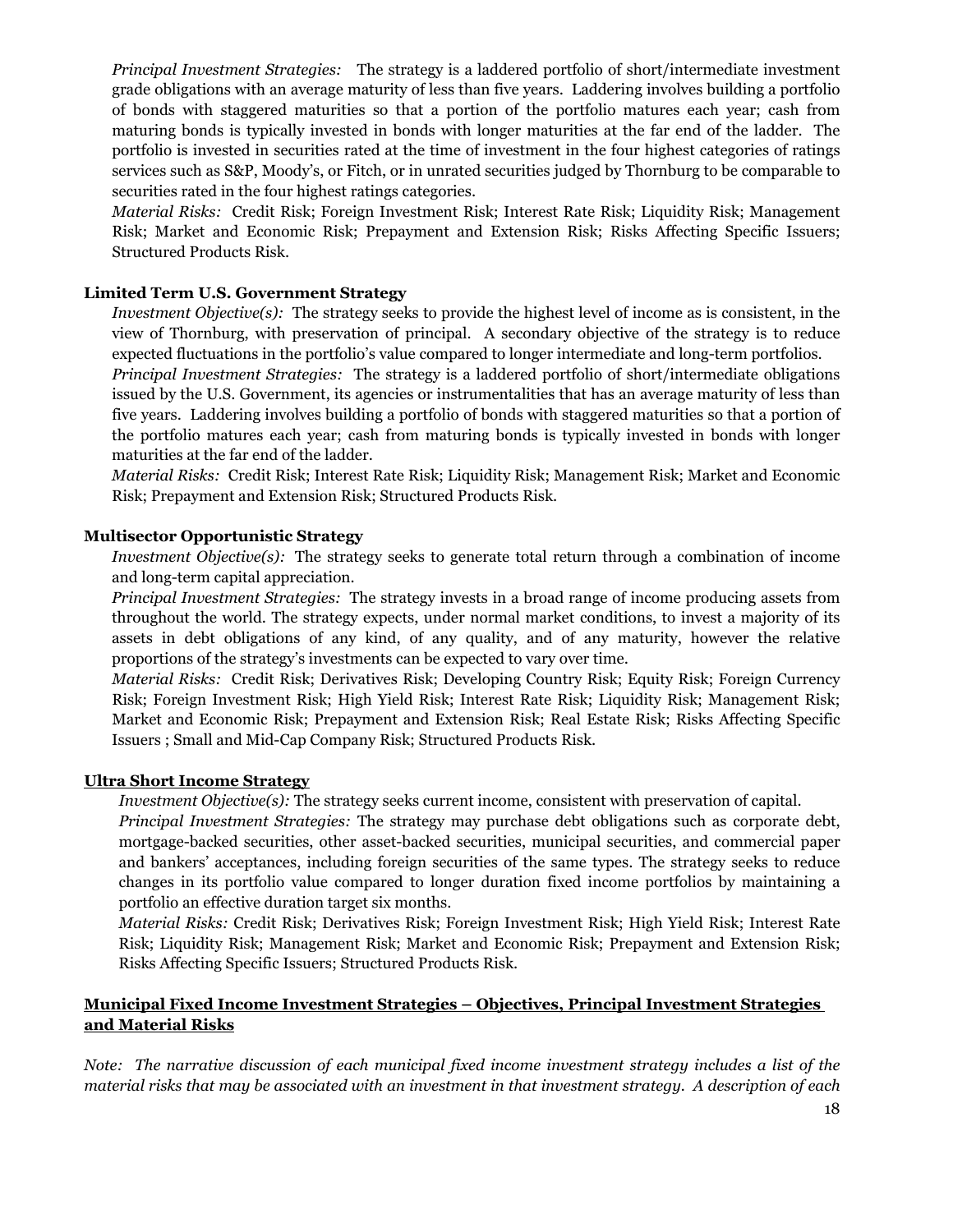*Principal Investment Strategies:* The strategy is a laddered portfolio of short/intermediate investment grade obligations with an average maturity of less than five years. Laddering involves building a portfolio of bonds with staggered maturities so that a portion of the portfolio matures each year; cash from maturing bonds is typically invested in bonds with longer maturities at the far end of the ladder. The portfolio is invested in securities rated at the time of investment in the four highest categories of ratings services such as S&P, Moody's, or Fitch, or in unrated securities judged by Thornburg to be comparable to securities rated in the four highest ratings categories.

*Material Risks:* Credit Risk; Foreign Investment Risk; Interest Rate Risk; Liquidity Risk; Management Risk; Market and Economic Risk; Prepayment and Extension Risk; Risks Affecting Specific Issuers; Structured Products Risk.

**Limited Term U.S. Government Strategy**

*Investment Objective(s):* The strategy seeks to provide the highest level of income as is consistent, in the view of Thornburg, with preservation of principal. A secondary objective of the strategy is to reduce expected fluctuations in the portfolio's value compared to longer intermediate and long-term portfolios.

*Principal Investment Strategies:* The strategy is a laddered portfolio of short/intermediate obligations issued by the U.S. Government, its agencies or instrumentalities that has an average maturity of less than five years. Laddering involves building a portfolio of bonds with staggered maturities so that a portion of the portfolio matures each year; cash from maturing bonds is typically invested in bonds with longer maturities at the far end of the ladder.

*Material Risks:* Credit Risk; Interest Rate Risk; Liquidity Risk; Management Risk; Market and Economic Risk; Prepayment and Extension Risk; Structured Products Risk.

**Multisector Opportunistic Strategy**

*Investment Objective(s):* The strategy seeks to generate total return through a combination of income and long-term capital appreciation.

*Principal Investment Strategies:* The strategy invests in a broad range of income producing assets from throughout the world. The strategy expects, under normal market conditions, to invest a majority of its assets in debt obligations of any kind, of any quality, and of any maturity, however the relative proportions of the strategy's investments can be expected to vary over time.

*Material Risks:* Credit Risk; Derivatives Risk; Developing Country Risk; Equity Risk; Foreign Currency Risk; Foreign Investment Risk; High Yield Risk; Interest Rate Risk; Liquidity Risk; Management Risk; Market and Economic Risk; Prepayment and Extension Risk; Real Estate Risk; Risks Affecting Specific Issuers ; Small and Mid-Cap Company Risk; Structured Products Risk.

**Ultra Short Income Strategy**

*Investment Objective(s):* The strategy seeks current income, consistent with preservation of capital.

*Principal Investment Strategies:* The strategy may purchase debt obligations such as corporate debt, mortgage-backed securities, other asset-backed securities, municipal securities, and commercial paper and bankers' acceptances, including foreign securities of the same types. The strategy seeks to reduce changes in its portfolio value compared to longer duration fixed income portfolios by maintaining a portfolio an effective duration target six months.

*Material Risks:* Credit Risk; Derivatives Risk; Foreign Investment Risk; High Yield Risk; Interest Rate Risk; Liquidity Risk; Management Risk; Market and Economic Risk; Prepayment and Extension Risk; Risks Affecting Specific Issuers; Structured Products Risk.

**Municipal Fixed Income Investment Strategies – Objectives, Principal Investment Strategies and Material Risks**

*Note: The narrative discussion of each municipal fixed income investment strategy includes a list of the material risks that may be associated with an investment in that investment strategy. A description of each*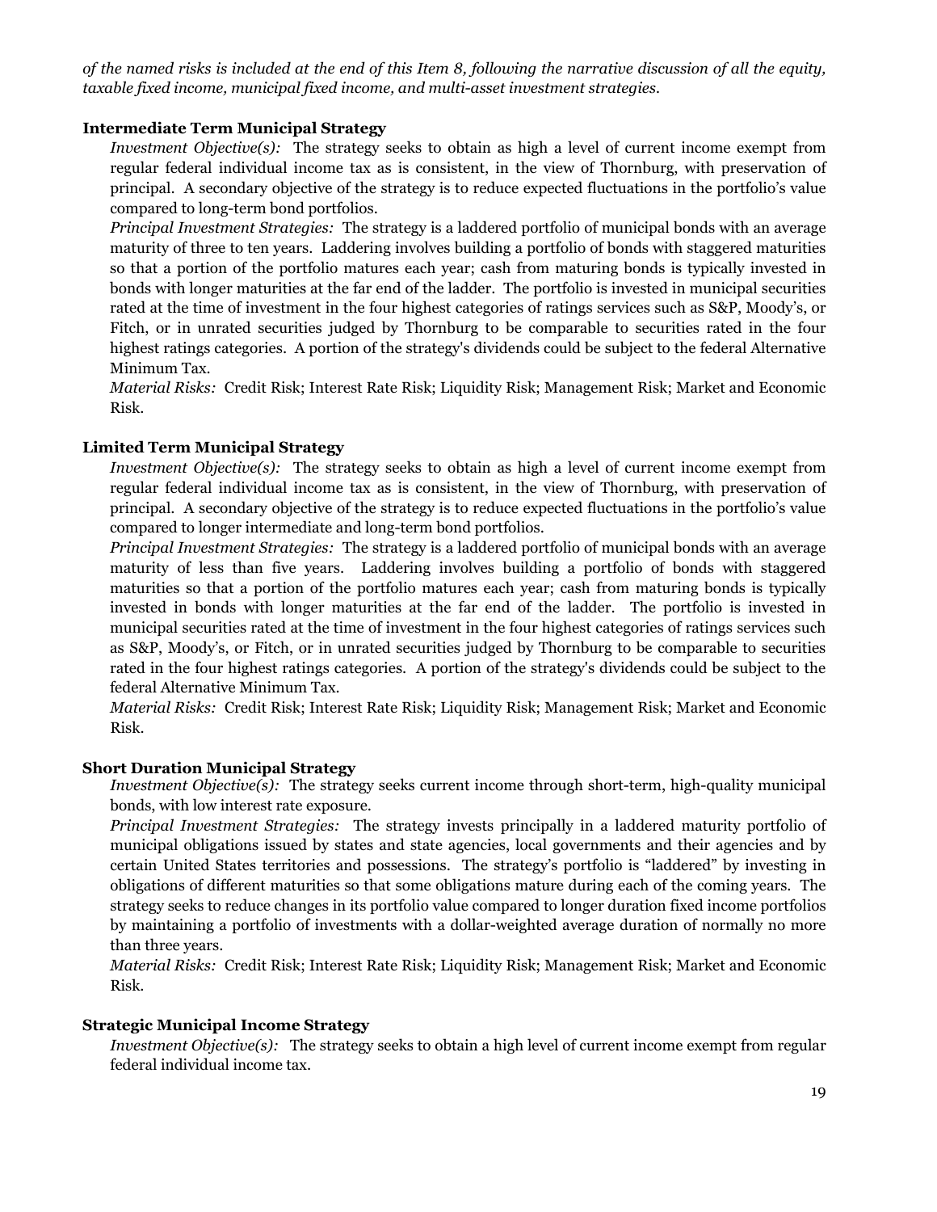*of the named risks is included at the end of this Item 8, following the narrative discussion of all the equity, taxable fixed income, municipal fixed income, and multi-asset investment strategies.*

**Intermediate Term Municipal Strategy**

*Investment Objective(s):* The strategy seeks to obtain as high a level of current income exempt from regular federal individual income tax as is consistent, in the view of Thornburg, with preservation of principal. A secondary objective of the strategy is to reduce expected fluctuations in the portfolio's value compared to long-term bond portfolios.

*Principal Investment Strategies:* The strategy is a laddered portfolio of municipal bonds with an average maturity of three to ten years. Laddering involves building a portfolio of bonds with staggered maturities so that a portion of the portfolio matures each year; cash from maturing bonds is typically invested in bonds with longer maturities at the far end of the ladder. The portfolio is invested in municipal securities rated at the time of investment in the four highest categories of ratings services such as S&P, Moody's, or Fitch, or in unrated securities judged by Thornburg to be comparable to securities rated in the four highest ratings categories. A portion of the strategy's dividends could be subject to the federal Alternative Minimum Tax.

*Material Risks:* Credit Risk; Interest Rate Risk; Liquidity Risk; Management Risk; Market and Economic Risk.

**Limited Term Municipal Strategy**

*Investment Objective(s):* The strategy seeks to obtain as high a level of current income exempt from regular federal individual income tax as is consistent, in the view of Thornburg, with preservation of principal. A secondary objective of the strategy is to reduce expected fluctuations in the portfolio's value compared to longer intermediate and long-term bond portfolios.

*Principal Investment Strategies:* The strategy is a laddered portfolio of municipal bonds with an average maturity of less than five years. Laddering involves building a portfolio of bonds with staggered maturities so that a portion of the portfolio matures each year; cash from maturing bonds is typically invested in bonds with longer maturities at the far end of the ladder. The portfolio is invested in municipal securities rated at the time of investment in the four highest categories of ratings services such as S&P, Moody's, or Fitch, or in unrated securities judged by Thornburg to be comparable to securities rated in the four highest ratings categories. A portion of the strategy's dividends could be subject to the federal Alternative Minimum Tax.

*Material Risks:* Credit Risk; Interest Rate Risk; Liquidity Risk; Management Risk; Market and Economic Risk.

**Short Duration Municipal Strategy**

*Investment Objective(s):* The strategy seeks current income through short-term, high-quality municipal bonds, with low interest rate exposure.

*Principal Investment Strategies:* The strategy invests principally in a laddered maturity portfolio of municipal obligations issued by states and state agencies, local governments and their agencies and by certain United States territories and possessions. The strategy's portfolio is "laddered" by investing in obligations of different maturities so that some obligations mature during each of the coming years. The strategy seeks to reduce changes in its portfolio value compared to longer duration fixed income portfolios by maintaining a portfolio of investments with a dollar-weighted average duration of normally no more than three years.

*Material Risks:* Credit Risk; Interest Rate Risk; Liquidity Risk; Management Risk; Market and Economic Risk.

**Strategic Municipal Income Strategy**

*Investment Objective(s):* The strategy seeks to obtain a high level of current income exempt from regular federal individual income tax.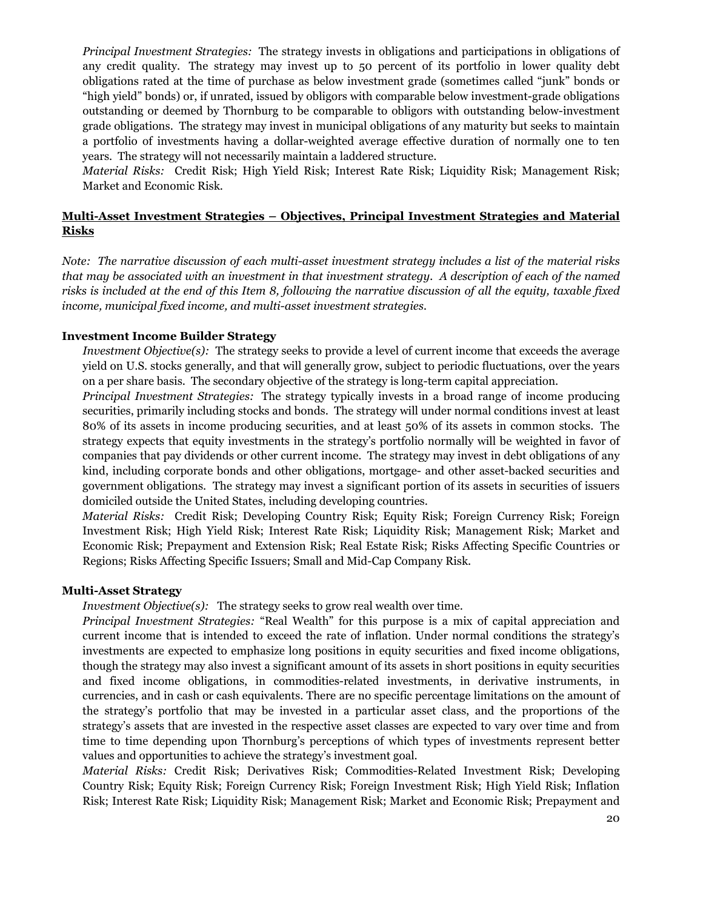*Principal Investment Strategies:* The strategy invests in obligations and participations in obligations of any credit quality. The strategy may invest up to 50 percent of its portfolio in lower quality debt obligations rated at the time of purchase as below investment grade (sometimes called "junk" bonds or "high yield" bonds) or, if unrated, issued by obligors with comparable below investment-grade obligations outstanding or deemed by Thornburg to be comparable to obligors with outstanding below-investment grade obligations. The strategy may invest in municipal obligations of any maturity but seeks to maintain a portfolio of investments having a dollar-weighted average effective duration of normally one to ten years. The strategy will not necessarily maintain a laddered structure.

*Material Risks:* Credit Risk; High Yield Risk; Interest Rate Risk; Liquidity Risk; Management Risk; Market and Economic Risk.

## Multi-Asset Investment Strategies – Objectives, Principal Investment Strategies and Material Risks

*Note: The narrative discussion of each multi-asset investment strategy includes a list of the material risks that may be associated with an investment in that investment strategy. A description of each of the named risks is included at the end of this Item 8, following the narrative discussion of all the equity, taxable fixed income, municipal fixed income, and multi-asset investment strategies.*

### Investment Income Builder Strategy

*Investment Objective(s):* The strategy seeks to provide a level of current income that exceeds the average yield on U.S. stocks generally, and that will generally grow, subject to periodic fluctuations, over the years on a per share basis. The secondary objective of the strategy is long-term capital appreciation.

*Principal Investment Strategies:* The strategy typically invests in a broad range of income producing securities, primarily including stocks and bonds. The strategy will under normal conditions invest at least 80% of its assets in income producing securities, and at least 50% of its assets in common stocks. The strategy expects that equity investments in the strategy's portfolio normally will be weighted in favor of companies that pay dividends or other current income. The strategy may invest in debt obligations of any kind, including corporate bonds and other obligations, mortgage- and other asset-backed securities and government obligations. The strategy may invest a significant portion of its assets in securities of issuers domiciled outside the United States, including developing countries.

*Material Risks:* Credit Risk; Developing Country Risk; Equity Risk; Foreign Currency Risk; Foreign Investment Risk; High Yield Risk; Interest Rate Risk; Liquidity Risk; Management Risk; Market and Economic Risk; Prepayment and Extension Risk; Real Estate Risk; Risks Affecting Specific Countries or Regions; Risks Affecting Specific Issuers; Small and Mid-Cap Company Risk.

### Multi-Asset Strategy

*Investment Objective(s):* The strategy seeks to grow real wealth over time.

*Principal Investment Strategies:* "Real Wealth" for this purpose is a mix of capital appreciation and current income that is intended to exceed the rate of inflation. Under normal conditions the strategy's investments are expected to emphasize long positions in equity securities and fixed income obligations, though the strategy may also invest a significant amount of its assets in short positions in equity securities and fixed income obligations, in commodities-related investments, in derivative instruments, in currencies, and in cash or cash equivalents. There are no specific percentage limitations on the amount of the strategy's portfolio that may be invested in a particular asset class, and the proportions of the strategy's assets that are invested in the respective asset classes are expected to vary over time and from time to time depending upon Thornburg's perceptions of which types of investments represent better values and opportunities to achieve the strategy's investment goal.

*Material Risks:* Credit Risk; Derivatives Risk; Commodities-Related Investment Risk; Developing Country Risk; Equity Risk; Foreign Currency Risk; Foreign Investment Risk; High Yield Risk; Inflation Risk; Interest Rate Risk; Liquidity Risk; Management Risk; Market and Economic Risk; Prepayment and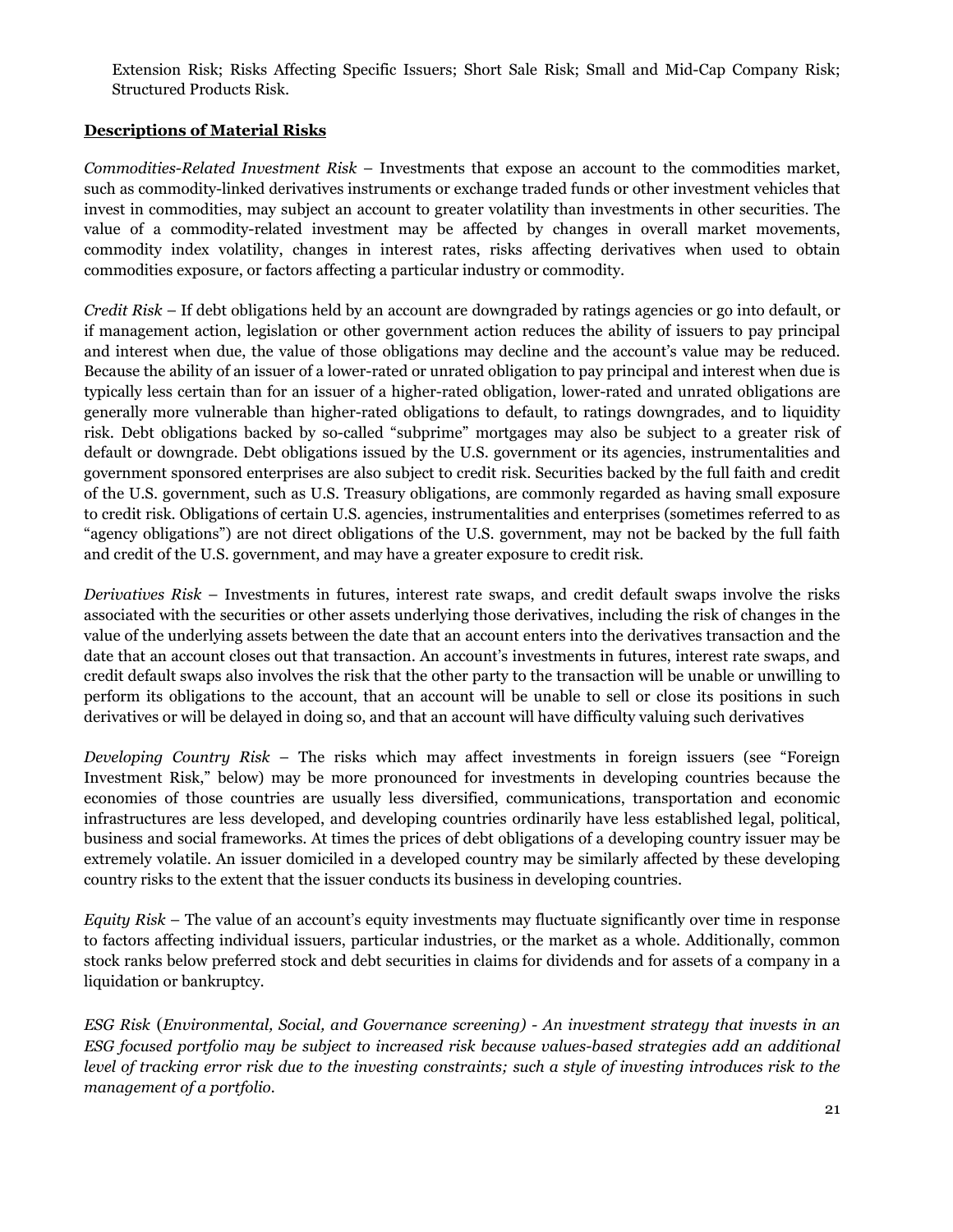Extension Risk; Risks Affecting Specific Issuers; Short Sale Risk; Small and Mid-Cap Company Risk; Structured Products Risk.

**Descriptions of Material Risks**

*Commodities-Related Investment Risk* – Investments that expose an account to the commodities market, such as commodity-linked derivatives instruments or exchange traded funds or other investment vehicles that invest in commodities, may subject an account to greater volatility than investments in other securities. The value of a commodity-related investment may be affected by changes in overall market movements, commodity index volatility, changes in interest rates, risks affecting derivatives when used to obtain commodities exposure, or factors affecting a particular industry or commodity.

*Credit Risk* – If debt obligations held by an account are downgraded by ratings agencies or go into default, or if management action, legislation or other government action reduces the ability of issuers to pay principal and interest when due, the value of those obligations may decline and the account's value may be reduced. Because the ability of an issuer of a lower-rated or unrated obligation to pay principal and interest when due is typically less certain than for an issuer of a higher-rated obligation, lower-rated and unrated obligations are generally more vulnerable than higher-rated obligations to default, to ratings downgrades, and to liquidity risk. Debt obligations backed by so-called "subprime" mortgages may also be subject to a greater risk of default or downgrade. Debt obligations issued by the U.S. government or its agencies, instrumentalities and government sponsored enterprises are also subject to credit risk. Securities backed by the full faith and credit of the U.S. government, such as U.S. Treasury obligations, are commonly regarded as having small exposure to credit risk. Obligations of certain U.S. agencies, instrumentalities and enterprises (sometimes referred to as "agency obligations") are not direct obligations of the U.S. government, may not be backed by the full faith and credit of the U.S. government, and may have a greater exposure to credit risk.

*Derivatives Risk* – Investments in futures, interest rate swaps, and credit default swaps involve the risks associated with the securities or other assets underlying those derivatives, including the risk of changes in the value of the underlying assets between the date that an account enters into the derivatives transaction and the date that an account closes out that transaction. An account's investments in futures, interest rate swaps, and credit default swaps also involves the risk that the other party to the transaction will be unable or unwilling to perform its obligations to the account, that an account will be unable to sell or close its positions in such derivatives or will be delayed in doing so, and that an account will have difficulty valuing such derivatives

*Developing Country Risk* – The risks which may affect investments in foreign issuers (see "Foreign Investment Risk," below) may be more pronounced for investments in developing countries because the economies of those countries are usually less diversified, communications, transportation and economic infrastructures are less developed, and developing countries ordinarily have less established legal, political, business and social frameworks. At times the prices of debt obligations of a developing country issuer may be extremely volatile. An issuer domiciled in a developed country may be similarly affected by these developing country risks to the extent that the issuer conducts its business in developing countries.

*Equity Risk* – The value of an account's equity investments may fluctuate significantly over time in response to factors affecting individual issuers, particular industries, or the market as a whole. Additionally, common stock ranks below preferred stock and debt securities in claims for dividends and for assets of a company in a liquidation or bankruptcy.

*ESG Risk* (*Environmental, Social, and Governance screening) - An investment strategy that invests in an ESG focused portfolio may be subject to increased risk because values-based strategies add an additional level of tracking error risk due to the investing constraints; such a style of investing introduces risk to the management of a portfolio.*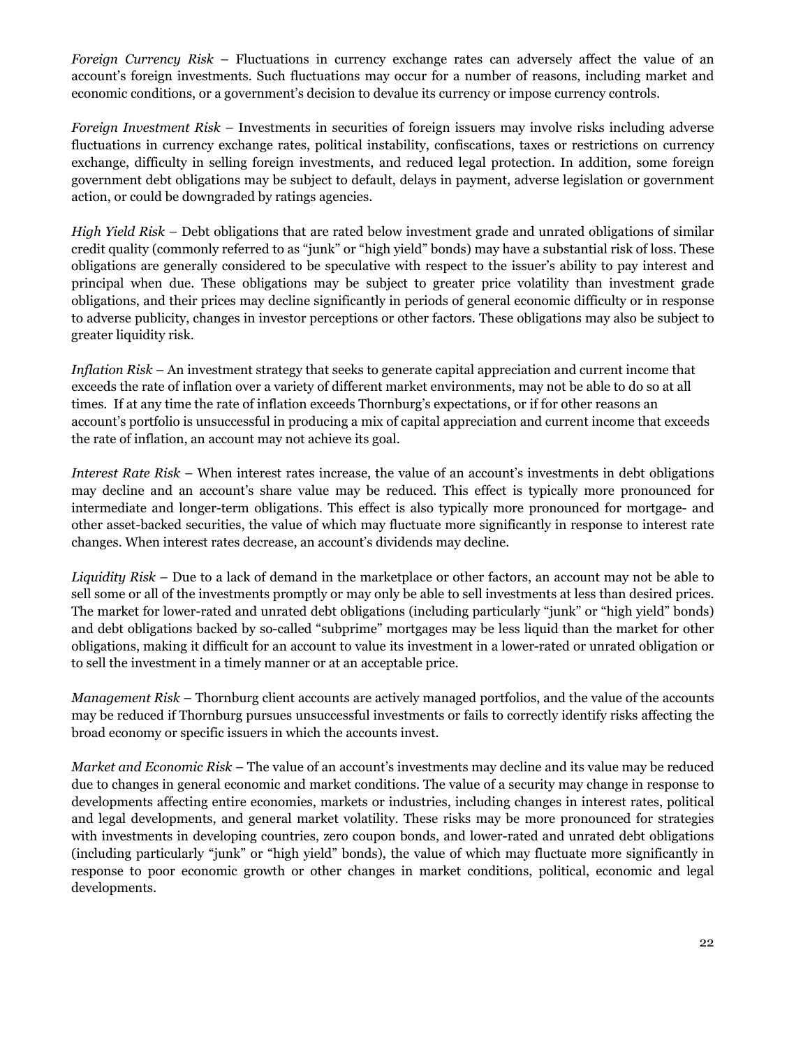*Foreign Currency Risk* – Fluctuations in currency exchange rates can adversely affect the value of an account's foreign investments. Such fluctuations may occur for a number of reasons, including market and economic conditions, or a government's decision to devalue its currency or impose currency controls.

*Foreign Investment Risk* – Investments in securities of foreign issuers may involve risks including adverse fluctuations in currency exchange rates, political instability, confiscations, taxes or restrictions on currency exchange, difficulty in selling foreign investments, and reduced legal protection. In addition, some foreign government debt obligations may be subject to default, delays in payment, adverse legislation or government action, or could be downgraded by ratings agencies.

*High Yield Risk* – Debt obligations that are rated below investment grade and unrated obligations of similar credit quality (commonly referred to as "junk" or "high yield" bonds) may have a substantial risk of loss. These obligations are generally considered to be speculative with respect to the issuer's ability to pay interest and principal when due. These obligations may be subject to greater price volatility than investment grade obligations, and their prices may decline significantly in periods of general economic difficulty or in response to adverse publicity, changes in investor perceptions or other factors. These obligations may also be subject to greater liquidity risk.

*Inflation Risk* – An investment strategy that seeks to generate capital appreciation and current income that exceeds the rate of inflation over a variety of different market environments, may not be able to do so at all times. If at any time the rate of inflation exceeds Thornburg's expectations, or if for other reasons an account's portfolio is unsuccessful in producing a mix of capital appreciation and current income that exceeds the rate of inflation, an account may not achieve its goal.

*Interest Rate Risk* – When interest rates increase, the value of an account's investments in debt obligations may decline and an account's share value may be reduced. This effect is typically more pronounced for intermediate and longer-term obligations. This effect is also typically more pronounced for mortgage- and other asset-backed securities, the value of which may fluctuate more significantly in response to interest rate changes. When interest rates decrease, an account's dividends may decline.

*Liquidity Risk* – Due to a lack of demand in the marketplace or other factors, an account may not be able to sell some or all of the investments promptly or may only be able to sell investments at less than desired prices. The market for lower-rated and unrated debt obligations (including particularly "junk" or "high yield" bonds) and debt obligations backed by so-called "subprime" mortgages may be less liquid than the market for other obligations, making it difficult for an account to value its investment in a lower-rated or unrated obligation or to sell the investment in a timely manner or at an acceptable price.

*Management Risk* – Thornburg client accounts are actively managed portfolios, and the value of the accounts may be reduced if Thornburg pursues unsuccessful investments or fails to correctly identify risks affecting the broad economy or specific issuers in which the accounts invest.

*Market and Economic Risk* – The value of an account's investments may decline and its value may be reduced due to changes in general economic and market conditions. The value of a security may change in response to developments affecting entire economies, markets or industries, including changes in interest rates, political and legal developments, and general market volatility. These risks may be more pronounced for strategies with investments in developing countries, zero coupon bonds, and lower-rated and unrated debt obligations (including particularly "junk" or "high yield" bonds), the value of which may fluctuate more significantly in response to poor economic growth or other changes in market conditions, political, economic and legal developments.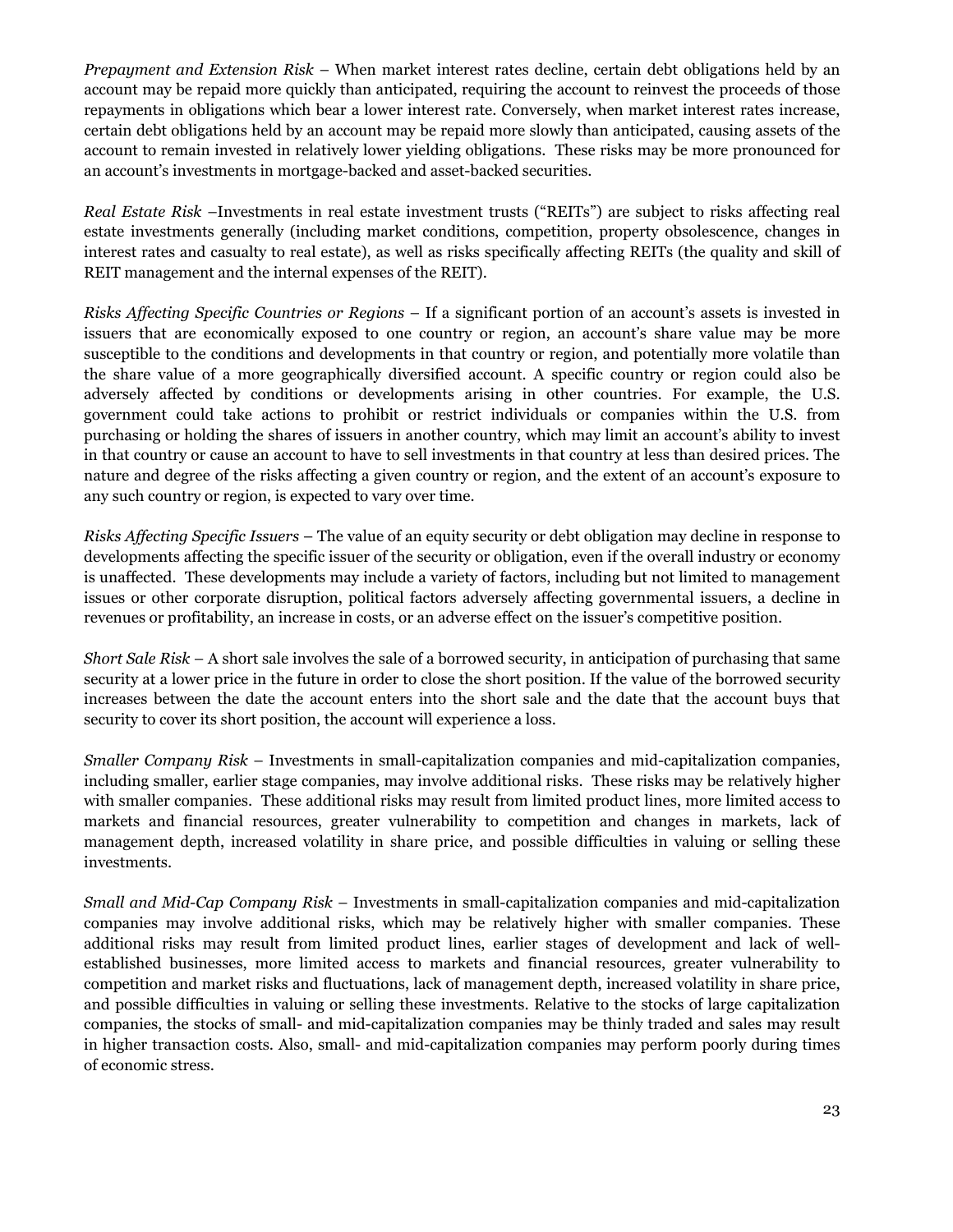*Prepayment and Extension Risk* – When market interest rates decline, certain debt obligations held by an account may be repaid more quickly than anticipated, requiring the account to reinvest the proceeds of those repayments in obligations which bear a lower interest rate. Conversely, when market interest rates increase, certain debt obligations held by an account may be repaid more slowly than anticipated, causing assets of the account to remain invested in relatively lower yielding obligations. These risks may be more pronounced for an account's investments in mortgage-backed and asset-backed securities.

*Real Estate Risk* –Investments in real estate investment trusts ("REITs") are subject to risks affecting real estate investments generally (including market conditions, competition, property obsolescence, changes in interest rates and casualty to real estate), as well as risks specifically affecting REITs (the quality and skill of REIT management and the internal expenses of the REIT).

*Risks Affecting Specific Countries or Regions* – If a significant portion of an account's assets is invested in issuers that are economically exposed to one country or region, an account's share value may be more susceptible to the conditions and developments in that country or region, and potentially more volatile than the share value of a more geographically diversified account. A specific country or region could also be adversely affected by conditions or developments arising in other countries. For example, the U.S. government could take actions to prohibit or restrict individuals or companies within the U.S. from purchasing or holding the shares of issuers in another country, which may limit an account's ability to invest in that country or cause an account to have to sell investments in that country at less than desired prices. The nature and degree of the risks affecting a given country or region, and the extent of an account's exposure to any such country or region, is expected to vary over time.

*Risks Affecting Specific Issuers* – The value of an equity security or debt obligation may decline in response to developments affecting the specific issuer of the security or obligation, even if the overall industry or economy is unaffected. These developments may include a variety of factors, including but not limited to management issues or other corporate disruption, political factors adversely affecting governmental issuers, a decline in revenues or profitability, an increase in costs, or an adverse effect on the issuer's competitive position.

*Short Sale Risk* – A short sale involves the sale of a borrowed security, in anticipation of purchasing that same security at a lower price in the future in order to close the short position. If the value of the borrowed security increases between the date the account enters into the short sale and the date that the account buys that security to cover its short position, the account will experience a loss.

*Smaller Company Risk* – Investments in small-capitalization companies and mid-capitalization companies, including smaller, earlier stage companies, may involve additional risks. These risks may be relatively higher with smaller companies. These additional risks may result from limited product lines, more limited access to markets and financial resources, greater vulnerability to competition and changes in markets, lack of management depth, increased volatility in share price, and possible difficulties in valuing or selling these investments.

*Small and Mid-Cap Company Risk* – Investments in small-capitalization companies and mid-capitalization companies may involve additional risks, which may be relatively higher with smaller companies. These additional risks may result from limited product lines, earlier stages of development and lack of well-established businesses, more limited access to markets and financial resources, greater vulnerability to competition and market risks and fluctuations, lack of management depth, increased volatility in share price, and possible difficulties in valuing or selling these investments. Relative to the stocks of large capitalization companies, the stocks of small- and mid-capitalization companies may be thinly traded and sales may result in higher transaction costs. Also, small- and mid-capitalization companies may perform poorly during times of economic stress.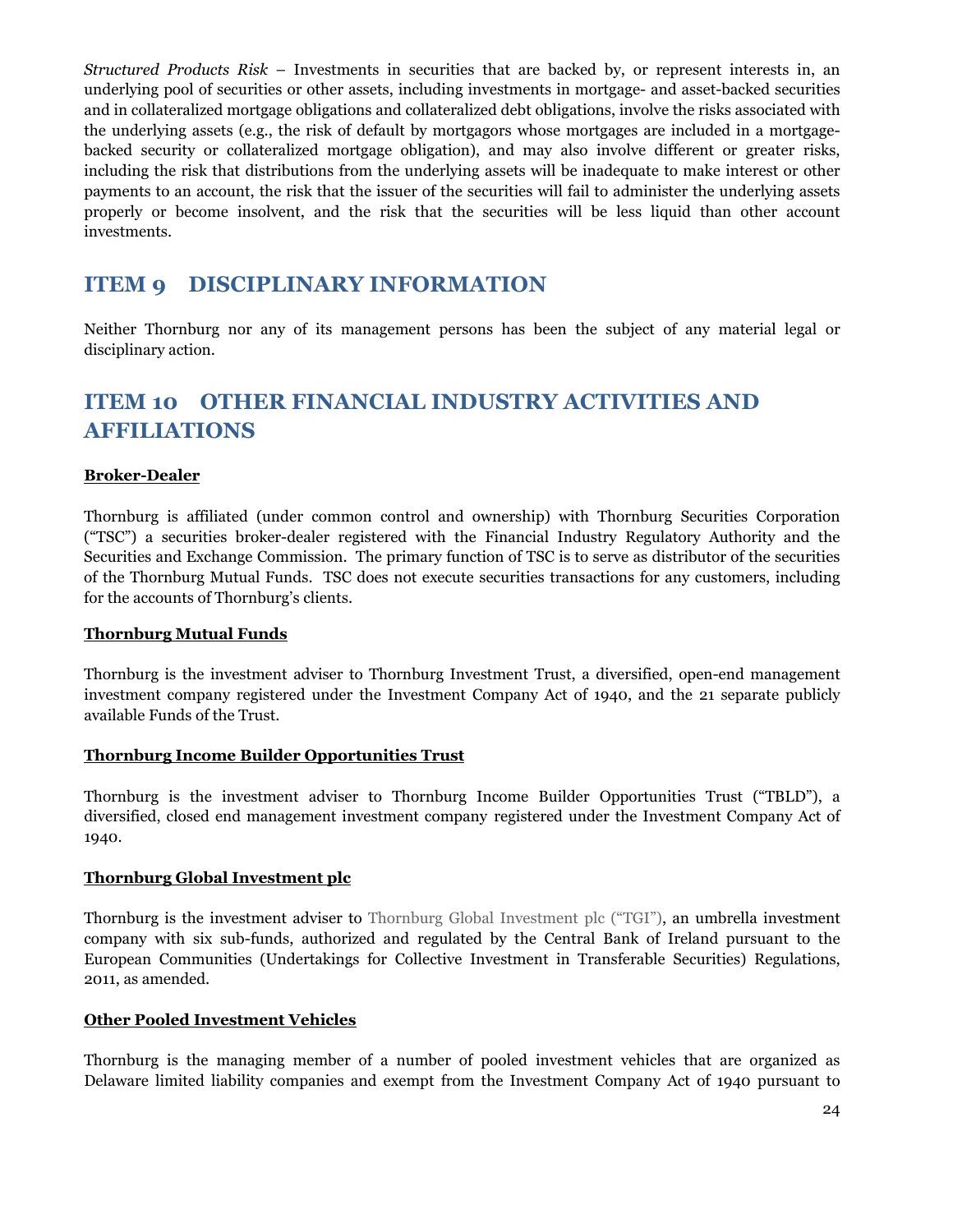*Structured Products Risk* – Investments in securities that are backed by, or represent interests in, an underlying pool of securities or other assets, including investments in mortgage- and asset-backed securities and in collateralized mortgage obligations and collateralized debt obligations, involve the risks associated with the underlying assets (e.g., the risk of default by mortgagors whose mortgages are included in a mortgage-backed security or collateralized mortgage obligation), and may also involve different or greater risks, including the risk that distributions from the underlying assets will be inadequate to make interest or other payments to an account, the risk that the issuer of the securities will fail to administer the underlying assets properly or become insolvent, and the risk that the securities will be less liquid than other account investments.

## ITEM 9 DISCIPLINARY INFORMATION

Neither Thornburg nor any of its management persons has been the subject of any material legal or disciplinary action.

## ITEM 10 OTHER FINANCIAL INDUSTRY ACTIVITIES AND AFFILIATIONS

**Broker-Dealer**

Thornburg is affiliated (under common control and ownership) with Thornburg Securities Corporation ("TSC") a securities broker-dealer registered with the Financial Industry Regulatory Authority and the Securities and Exchange Commission. The primary function of TSC is to serve as distributor of the securities of the Thornburg Mutual Funds. TSC does not execute securities transactions for any customers, including for the accounts of Thornburg's clients.

**Thornburg Mutual Funds**

Thornburg is the investment adviser to Thornburg Investment Trust, a diversified, open-end management investment company registered under the Investment Company Act of 1940, and the 21 separate publicly available Funds of the Trust.

**Thornburg Income Builder Opportunities Trust**

Thornburg is the investment adviser to Thornburg Income Builder Opportunities Trust ("TBLD"), a diversified, closed end management investment company registered under the Investment Company Act of 1940.

**Thornburg Global Investment plc**

Thornburg is the investment adviser to Thornburg Global Investment plc ("TGI"), an umbrella investment company with six sub-funds, authorized and regulated by the Central Bank of Ireland pursuant to the European Communities (Undertakings for Collective Investment in Transferable Securities) Regulations, 2011, as amended.

**Other Pooled Investment Vehicles**

Thornburg is the managing member of a number of pooled investment vehicles that are organized as Delaware limited liability companies and exempt from the Investment Company Act of 1940 pursuant to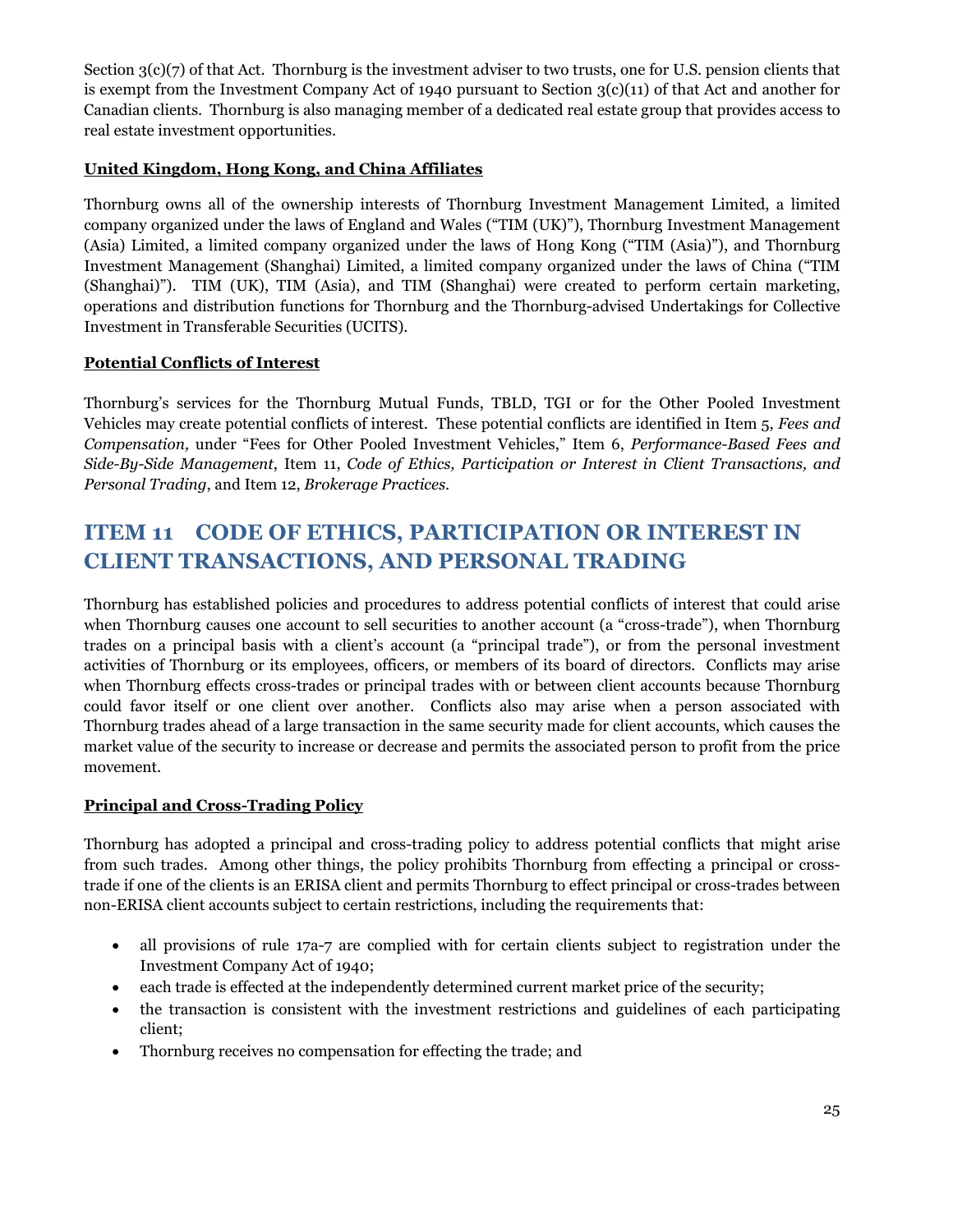Section 3(c)(7) of that Act. Thornburg is the investment adviser to two trusts, one for U.S. pension clients that is exempt from the Investment Company Act of 1940 pursuant to Section 3(c)(11) of that Act and another for Canadian clients. Thornburg is also managing member of a dedicated real estate group that provides access to real estate investment opportunities.

**United Kingdom, Hong Kong, and China Affiliates**

Thornburg owns all of the ownership interests of Thornburg Investment Management Limited, a limited company organized under the laws of England and Wales ("TIM (UK)"), Thornburg Investment Management (Asia) Limited, a limited company organized under the laws of Hong Kong ("TIM (Asia)"), and Thornburg Investment Management (Shanghai) Limited, a limited company organized under the laws of China ("TIM (Shanghai)"). TIM (UK), TIM (Asia), and TIM (Shanghai) were created to perform certain marketing, operations and distribution functions for Thornburg and the Thornburg-advised Undertakings for Collective Investment in Transferable Securities (UCITS).

**Potential Conflicts of Interest**

Thornburg's services for the Thornburg Mutual Funds, TBLD, TGI or for the Other Pooled Investment Vehicles may create potential conflicts of interest. These potential conflicts are identified in Item 5, *Fees and Compensation,* under "Fees for Other Pooled Investment Vehicles," Item 6, *Performance-Based Fees and Side-By-Side Management*, Item 11, *Code of Ethics, Participation or Interest in Client Transactions, and Personal Trading*, and Item 12, *Brokerage Practices.*

# ITEM 11 CODE OF ETHICS, PARTICIPATION OR INTEREST IN CLIENT TRANSACTIONS, AND PERSONAL TRADING

Thornburg has established policies and procedures to address potential conflicts of interest that could arise when Thornburg causes one account to sell securities to another account (a "cross-trade"), when Thornburg trades on a principal basis with a client's account (a "principal trade"), or from the personal investment activities of Thornburg or its employees, officers, or members of its board of directors. Conflicts may arise when Thornburg effects cross-trades or principal trades with or between client accounts because Thornburg could favor itself or one client over another. Conflicts also may arise when a person associated with Thornburg trades ahead of a large transaction in the same security made for client accounts, which causes the market value of the security to increase or decrease and permits the associated person to profit from the price movement.

**Principal and Cross-Trading Policy**

Thornburg has adopted a principal and cross-trading policy to address potential conflicts that might arise from such trades. Among other things, the policy prohibits Thornburg from effecting a principal or cross-trade if one of the clients is an ERISA client and permits Thornburg to effect principal or cross-trades between non-ERISA client accounts subject to certain restrictions, including the requirements that:

- all provisions of rule 17a-7 are complied with for certain clients subject to registration under the Investment Company Act of 1940;
- each trade is effected at the independently determined current market price of the security;
- the transaction is consistent with the investment restrictions and guidelines of each participating client;
- Thornburg receives no compensation for effecting the trade; and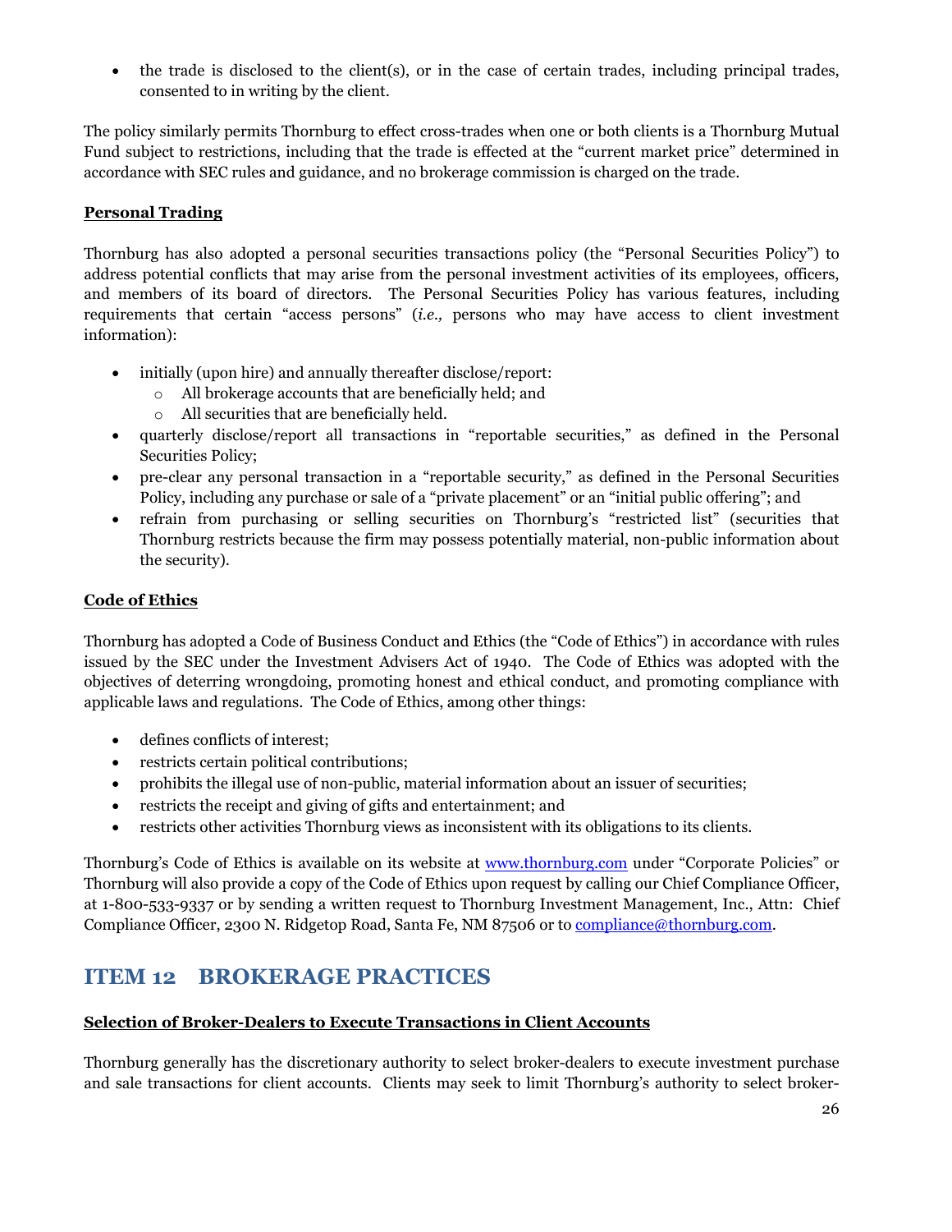- the trade is disclosed to the client(s), or in the case of certain trades, including principal trades, consented to in writing by the client.

The policy similarly permits Thornburg to effect cross-trades when one or both clients is a Thornburg Mutual Fund subject to restrictions, including that the trade is effected at the "current market price" determined in accordance with SEC rules and guidance, and no brokerage commission is charged on the trade.

**Personal Trading**

Thornburg has also adopted a personal securities transactions policy (the "Personal Securities Policy") to address potential conflicts that may arise from the personal investment activities of its employees, officers, and members of its board of directors. The Personal Securities Policy has various features, including requirements that certain "access persons" (*i.e.,* persons who may have access to client investment information):

- initially (upon hire) and annually thereafter disclose/report:
  - All brokerage accounts that are beneficially held; and
  - All securities that are beneficially held.
- quarterly disclose/report all transactions in "reportable securities," as defined in the Personal Securities Policy;
- pre-clear any personal transaction in a "reportable security," as defined in the Personal Securities Policy, including any purchase or sale of a "private placement" or an "initial public offering"; and
- refrain from purchasing or selling securities on Thornburg's "restricted list" (securities that Thornburg restricts because the firm may possess potentially material, non-public information about the security).

**Code of Ethics**

Thornburg has adopted a Code of Business Conduct and Ethics (the "Code of Ethics") in accordance with rules issued by the SEC under the Investment Advisers Act of 1940. The Code of Ethics was adopted with the objectives of deterring wrongdoing, promoting honest and ethical conduct, and promoting compliance with applicable laws and regulations. The Code of Ethics, among other things:

- defines conflicts of interest;
- restricts certain political contributions;
- prohibits the illegal use of non-public, material information about an issuer of securities;
- restricts the receipt and giving of gifts and entertainment; and
- restricts other activities Thornburg views as inconsistent with its obligations to its clients.

Thornburg's Code of Ethics is available on its website at www.thornburg.com under "Corporate Policies" or Thornburg will also provide a copy of the Code of Ethics upon request by calling our Chief Compliance Officer, at 1-800-533-9337 or by sending a written request to Thornburg Investment Management, Inc., Attn: Chief Compliance Officer, 2300 N. Ridgetop Road, Santa Fe, NM 87506 or to compliance@thornburg.com.

## ITEM 12 BROKERAGE PRACTICES

**Selection of Broker-Dealers to Execute Transactions in Client Accounts**

Thornburg generally has the discretionary authority to select broker-dealers to execute investment purchase and sale transactions for client accounts. Clients may seek to limit Thornburg's authority to select broker-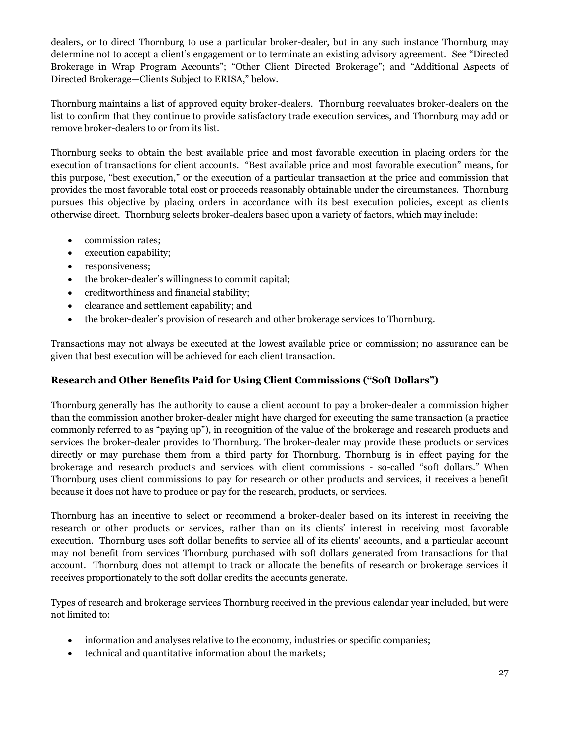dealers, or to direct Thornburg to use a particular broker-dealer, but in any such instance Thornburg may determine not to accept a client's engagement or to terminate an existing advisory agreement. See "Directed Brokerage in Wrap Program Accounts"; "Other Client Directed Brokerage"; and "Additional Aspects of Directed Brokerage—Clients Subject to ERISA," below.

Thornburg maintains a list of approved equity broker-dealers. Thornburg reevaluates broker-dealers on the list to confirm that they continue to provide satisfactory trade execution services, and Thornburg may add or remove broker-dealers to or from its list.

Thornburg seeks to obtain the best available price and most favorable execution in placing orders for the execution of transactions for client accounts. "Best available price and most favorable execution" means, for this purpose, "best execution," or the execution of a particular transaction at the price and commission that provides the most favorable total cost or proceeds reasonably obtainable under the circumstances. Thornburg pursues this objective by placing orders in accordance with its best execution policies, except as clients otherwise direct. Thornburg selects broker-dealers based upon a variety of factors, which may include:

- commission rates;
- execution capability;
- responsiveness;
- the broker-dealer's willingness to commit capital;
- creditworthiness and financial stability;
- clearance and settlement capability; and
- the broker-dealer's provision of research and other brokerage services to Thornburg.

Transactions may not always be executed at the lowest available price or commission; no assurance can be given that best execution will be achieved for each client transaction.

**Research and Other Benefits Paid for Using Client Commissions ("Soft Dollars")**

Thornburg generally has the authority to cause a client account to pay a broker-dealer a commission higher than the commission another broker-dealer might have charged for executing the same transaction (a practice commonly referred to as "paying up"), in recognition of the value of the brokerage and research products and services the broker-dealer provides to Thornburg. The broker-dealer may provide these products or services directly or may purchase them from a third party for Thornburg. Thornburg is in effect paying for the brokerage and research products and services with client commissions - so-called "soft dollars." When Thornburg uses client commissions to pay for research or other products and services, it receives a benefit because it does not have to produce or pay for the research, products, or services.

Thornburg has an incentive to select or recommend a broker-dealer based on its interest in receiving the research or other products or services, rather than on its clients' interest in receiving most favorable execution. Thornburg uses soft dollar benefits to service all of its clients' accounts, and a particular account may not benefit from services Thornburg purchased with soft dollars generated from transactions for that account. Thornburg does not attempt to track or allocate the benefits of research or brokerage services it receives proportionately to the soft dollar credits the accounts generate.

Types of research and brokerage services Thornburg received in the previous calendar year included, but were not limited to:

- information and analyses relative to the economy, industries or specific companies;
- technical and quantitative information about the markets;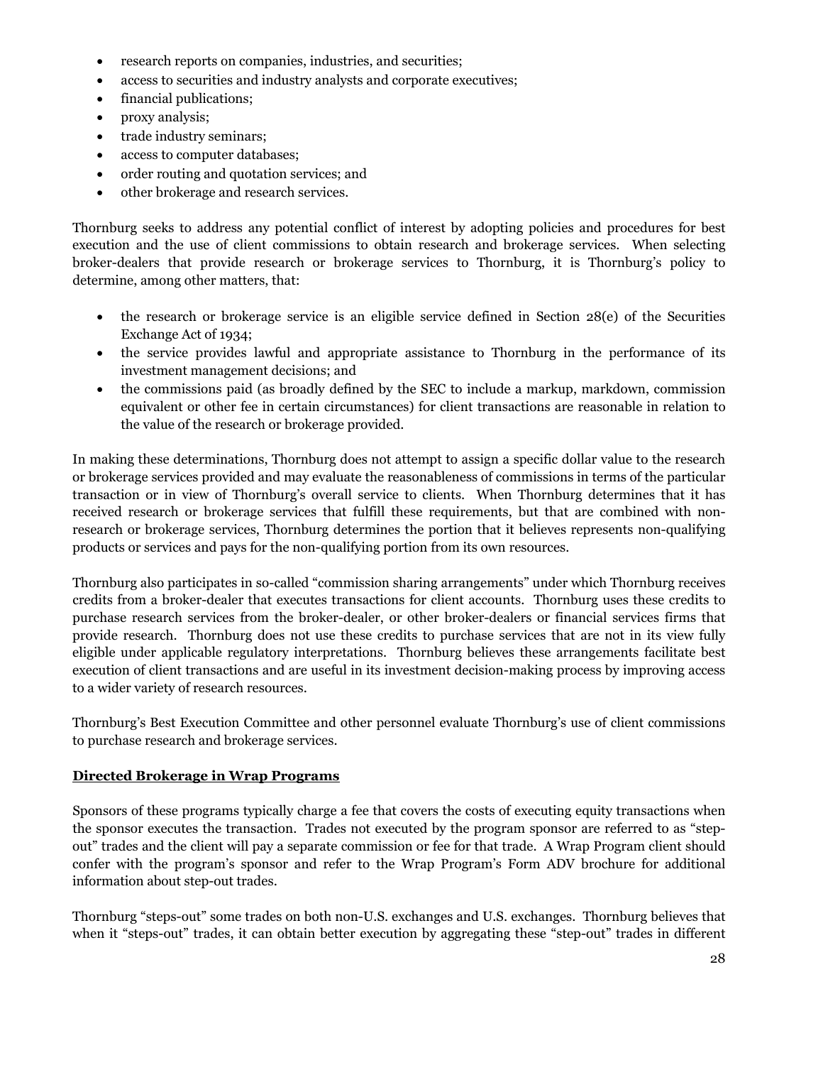- research reports on companies, industries, and securities;
- access to securities and industry analysts and corporate executives;
- financial publications;
- proxy analysis;
- trade industry seminars;
- access to computer databases;
- order routing and quotation services; and
- other brokerage and research services.

Thornburg seeks to address any potential conflict of interest by adopting policies and procedures for best execution and the use of client commissions to obtain research and brokerage services. When selecting broker-dealers that provide research or brokerage services to Thornburg, it is Thornburg's policy to determine, among other matters, that:

- the research or brokerage service is an eligible service defined in Section 28(e) of the Securities Exchange Act of 1934;
- the service provides lawful and appropriate assistance to Thornburg in the performance of its investment management decisions; and
- the commissions paid (as broadly defined by the SEC to include a markup, markdown, commission equivalent or other fee in certain circumstances) for client transactions are reasonable in relation to the value of the research or brokerage provided.

In making these determinations, Thornburg does not attempt to assign a specific dollar value to the research or brokerage services provided and may evaluate the reasonableness of commissions in terms of the particular transaction or in view of Thornburg's overall service to clients. When Thornburg determines that it has received research or brokerage services that fulfill these requirements, but that are combined with non-research or brokerage services, Thornburg determines the portion that it believes represents non-qualifying products or services and pays for the non-qualifying portion from its own resources.

Thornburg also participates in so-called "commission sharing arrangements" under which Thornburg receives credits from a broker-dealer that executes transactions for client accounts. Thornburg uses these credits to purchase research services from the broker-dealer, or other broker-dealers or financial services firms that provide research. Thornburg does not use these credits to purchase services that are not in its view fully eligible under applicable regulatory interpretations. Thornburg believes these arrangements facilitate best execution of client transactions and are useful in its investment decision-making process by improving access to a wider variety of research resources.

Thornburg's Best Execution Committee and other personnel evaluate Thornburg's use of client commissions to purchase research and brokerage services.

**Directed Brokerage in Wrap Programs**

Sponsors of these programs typically charge a fee that covers the costs of executing equity transactions when the sponsor executes the transaction. Trades not executed by the program sponsor are referred to as "step-out" trades and the client will pay a separate commission or fee for that trade. A Wrap Program client should confer with the program's sponsor and refer to the Wrap Program's Form ADV brochure for additional information about step-out trades.

Thornburg "steps-out" some trades on both non-U.S. exchanges and U.S. exchanges. Thornburg believes that when it "steps-out" trades, it can obtain better execution by aggregating these "step-out" trades in different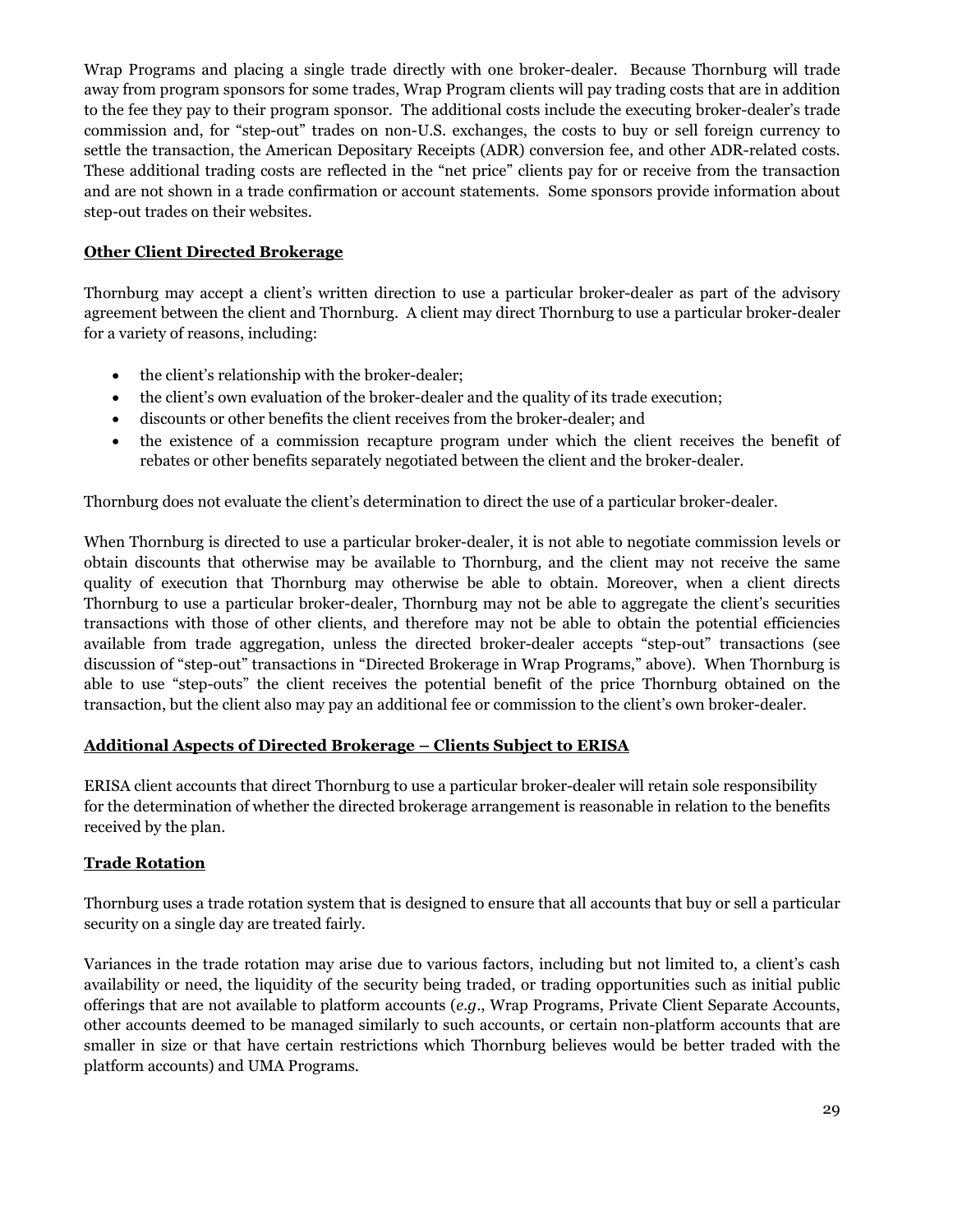Wrap Programs and placing a single trade directly with one broker-dealer. Because Thornburg will trade away from program sponsors for some trades, Wrap Program clients will pay trading costs that are in addition to the fee they pay to their program sponsor. The additional costs include the executing broker-dealer's trade commission and, for "step-out" trades on non-U.S. exchanges, the costs to buy or sell foreign currency to settle the transaction, the American Depositary Receipts (ADR) conversion fee, and other ADR-related costs. These additional trading costs are reflected in the "net price" clients pay for or receive from the transaction and are not shown in a trade confirmation or account statements. Some sponsors provide information about step-out trades on their websites.

## Other Client Directed Brokerage

Thornburg may accept a client's written direction to use a particular broker-dealer as part of the advisory agreement between the client and Thornburg. A client may direct Thornburg to use a particular broker-dealer for a variety of reasons, including:

- the client's relationship with the broker-dealer;
- the client's own evaluation of the broker-dealer and the quality of its trade execution;
- discounts or other benefits the client receives from the broker-dealer; and
- the existence of a commission recapture program under which the client receives the benefit of rebates or other benefits separately negotiated between the client and the broker-dealer.

Thornburg does not evaluate the client's determination to direct the use of a particular broker-dealer.

When Thornburg is directed to use a particular broker-dealer, it is not able to negotiate commission levels or obtain discounts that otherwise may be available to Thornburg, and the client may not receive the same quality of execution that Thornburg may otherwise be able to obtain. Moreover, when a client directs Thornburg to use a particular broker-dealer, Thornburg may not be able to aggregate the client's securities transactions with those of other clients, and therefore may not be able to obtain the potential efficiencies available from trade aggregation, unless the directed broker-dealer accepts "step-out" transactions (see discussion of "step-out" transactions in "Directed Brokerage in Wrap Programs," above). When Thornburg is able to use "step-outs" the client receives the potential benefit of the price Thornburg obtained on the transaction, but the client also may pay an additional fee or commission to the client's own broker-dealer.

## Additional Aspects of Directed Brokerage – Clients Subject to ERISA

ERISA client accounts that direct Thornburg to use a particular broker-dealer will retain sole responsibility for the determination of whether the directed brokerage arrangement is reasonable in relation to the benefits received by the plan.

## Trade Rotation

Thornburg uses a trade rotation system that is designed to ensure that all accounts that buy or sell a particular security on a single day are treated fairly.

Variances in the trade rotation may arise due to various factors, including but not limited to, a client's cash availability or need, the liquidity of the security being traded, or trading opportunities such as initial public offerings that are not available to platform accounts (*e.g*., Wrap Programs, Private Client Separate Accounts, other accounts deemed to be managed similarly to such accounts, or certain non-platform accounts that are smaller in size or that have certain restrictions which Thornburg believes would be better traded with the platform accounts) and UMA Programs.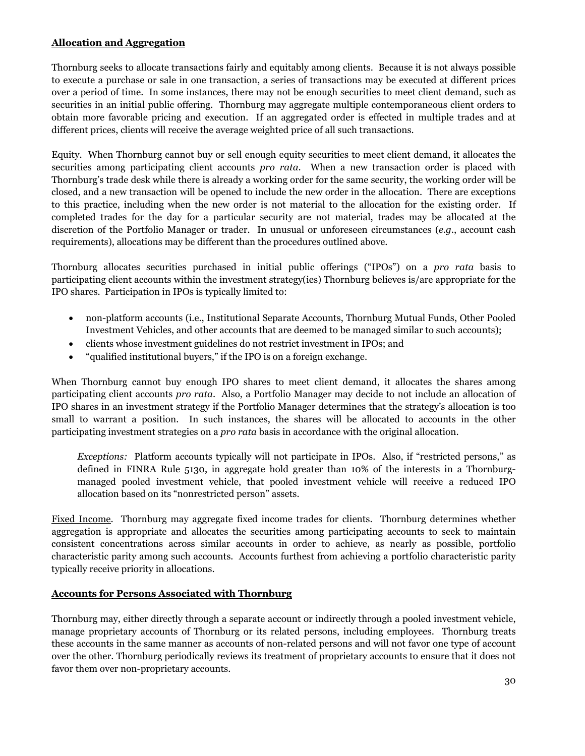## **Allocation and Aggregation**

Thornburg seeks to allocate transactions fairly and equitably among clients. Because it is not always possible to execute a purchase or sale in one transaction, a series of transactions may be executed at different prices over a period of time. In some instances, there may not be enough securities to meet client demand, such as securities in an initial public offering. Thornburg may aggregate multiple contemporaneous client orders to obtain more favorable pricing and execution. If an aggregated order is effected in multiple trades and at different prices, clients will receive the average weighted price of all such transactions.

Equity. When Thornburg cannot buy or sell enough equity securities to meet client demand, it allocates the securities among participating client accounts *pro rata*. When a new transaction order is placed with Thornburg's trade desk while there is already a working order for the same security, the working order will be closed, and a new transaction will be opened to include the new order in the allocation. There are exceptions to this practice, including when the new order is not material to the allocation for the existing order. If completed trades for the day for a particular security are not material, trades may be allocated at the discretion of the Portfolio Manager or trader. In unusual or unforeseen circumstances (*e.g.*, account cash requirements), allocations may be different than the procedures outlined above.

Thornburg allocates securities purchased in initial public offerings ("IPOs") on a *pro rata* basis to participating client accounts within the investment strategy(ies) Thornburg believes is/are appropriate for the IPO shares. Participation in IPOs is typically limited to:

- non-platform accounts (i.e., Institutional Separate Accounts, Thornburg Mutual Funds, Other Pooled Investment Vehicles, and other accounts that are deemed to be managed similar to such accounts);
- clients whose investment guidelines do not restrict investment in IPOs; and
- "qualified institutional buyers," if the IPO is on a foreign exchange.

When Thornburg cannot buy enough IPO shares to meet client demand, it allocates the shares among participating client accounts *pro rata*. Also, a Portfolio Manager may decide to not include an allocation of IPO shares in an investment strategy if the Portfolio Manager determines that the strategy's allocation is too small to warrant a position. In such instances, the shares will be allocated to accounts in the other participating investment strategies on a *pro rata* basis in accordance with the original allocation.

> *Exceptions:* Platform accounts typically will not participate in IPOs. Also, if "restricted persons," as defined in FINRA Rule 5130, in aggregate hold greater than 10% of the interests in a Thornburg-managed pooled investment vehicle, that pooled investment vehicle will receive a reduced IPO allocation based on its "nonrestricted person" assets.

Fixed Income. Thornburg may aggregate fixed income trades for clients. Thornburg determines whether aggregation is appropriate and allocates the securities among participating accounts to seek to maintain consistent concentrations across similar accounts in order to achieve, as nearly as possible, portfolio characteristic parity among such accounts. Accounts furthest from achieving a portfolio characteristic parity typically receive priority in allocations.

## **Accounts for Persons Associated with Thornburg**

Thornburg may, either directly through a separate account or indirectly through a pooled investment vehicle, manage proprietary accounts of Thornburg or its related persons, including employees. Thornburg treats these accounts in the same manner as accounts of non-related persons and will not favor one type of account over the other. Thornburg periodically reviews its treatment of proprietary accounts to ensure that it does not favor them over non-proprietary accounts.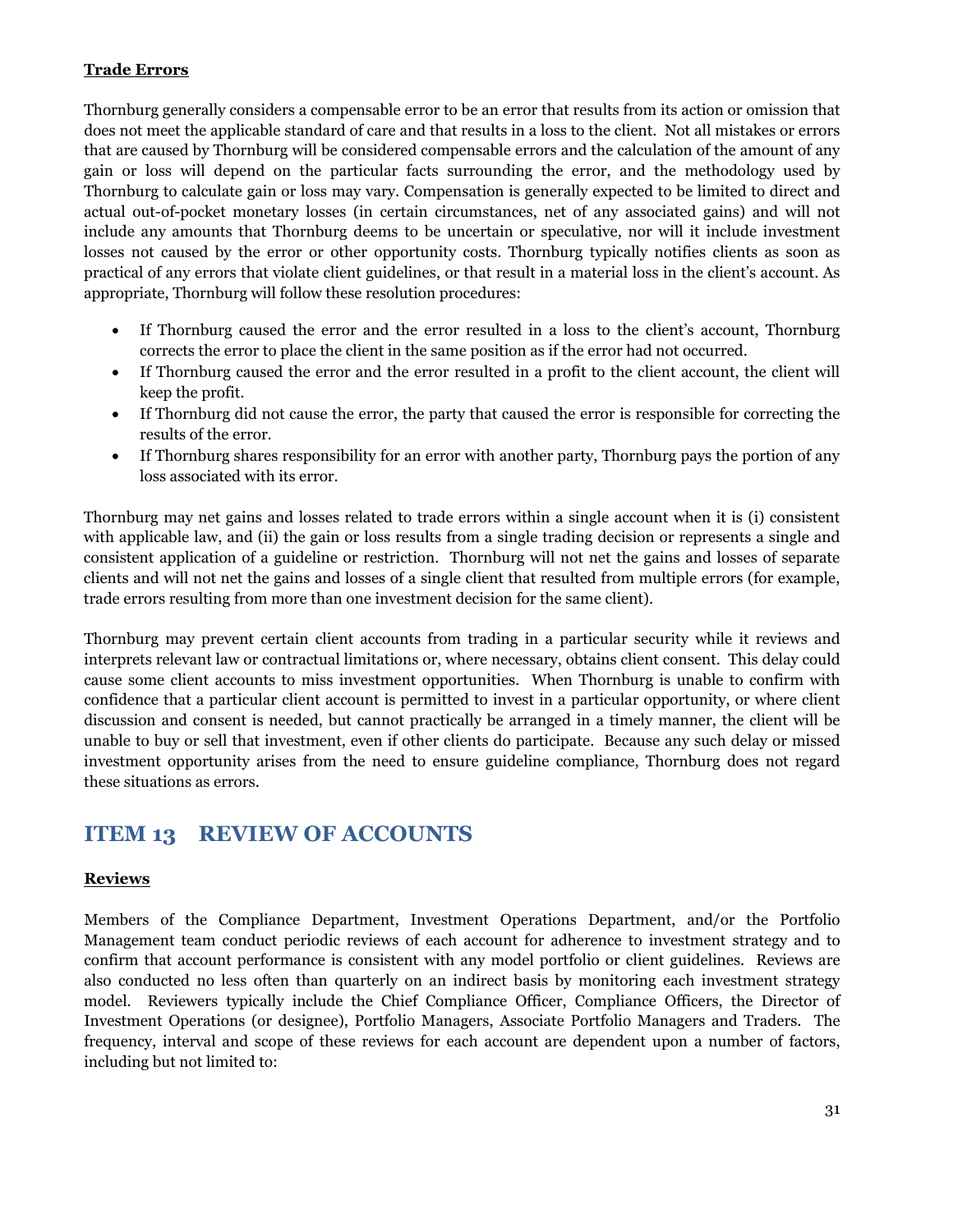**Trade Errors**

Thornburg generally considers a compensable error to be an error that results from its action or omission that does not meet the applicable standard of care and that results in a loss to the client. Not all mistakes or errors that are caused by Thornburg will be considered compensable errors and the calculation of the amount of any gain or loss will depend on the particular facts surrounding the error, and the methodology used by Thornburg to calculate gain or loss may vary. Compensation is generally expected to be limited to direct and actual out-of-pocket monetary losses (in certain circumstances, net of any associated gains) and will not include any amounts that Thornburg deems to be uncertain or speculative, nor will it include investment losses not caused by the error or other opportunity costs. Thornburg typically notifies clients as soon as practical of any errors that violate client guidelines, or that result in a material loss in the client's account. As appropriate, Thornburg will follow these resolution procedures:

- If Thornburg caused the error and the error resulted in a loss to the client's account, Thornburg corrects the error to place the client in the same position as if the error had not occurred.
- If Thornburg caused the error and the error resulted in a profit to the client account, the client will keep the profit.
- If Thornburg did not cause the error, the party that caused the error is responsible for correcting the results of the error.
- If Thornburg shares responsibility for an error with another party, Thornburg pays the portion of any loss associated with its error.

Thornburg may net gains and losses related to trade errors within a single account when it is (i) consistent with applicable law, and (ii) the gain or loss results from a single trading decision or represents a single and consistent application of a guideline or restriction. Thornburg will not net the gains and losses of separate clients and will not net the gains and losses of a single client that resulted from multiple errors (for example, trade errors resulting from more than one investment decision for the same client).

Thornburg may prevent certain client accounts from trading in a particular security while it reviews and interprets relevant law or contractual limitations or, where necessary, obtains client consent. This delay could cause some client accounts to miss investment opportunities. When Thornburg is unable to confirm with confidence that a particular client account is permitted to invest in a particular opportunity, or where client discussion and consent is needed, but cannot practically be arranged in a timely manner, the client will be unable to buy or sell that investment, even if other clients do participate. Because any such delay or missed investment opportunity arises from the need to ensure guideline compliance, Thornburg does not regard these situations as errors.

## ITEM 13 REVIEW OF ACCOUNTS

**Reviews**

Members of the Compliance Department, Investment Operations Department, and/or the Portfolio Management team conduct periodic reviews of each account for adherence to investment strategy and to confirm that account performance is consistent with any model portfolio or client guidelines. Reviews are also conducted no less often than quarterly on an indirect basis by monitoring each investment strategy model. Reviewers typically include the Chief Compliance Officer, Compliance Officers, the Director of Investment Operations (or designee), Portfolio Managers, Associate Portfolio Managers and Traders. The frequency, interval and scope of these reviews for each account are dependent upon a number of factors, including but not limited to: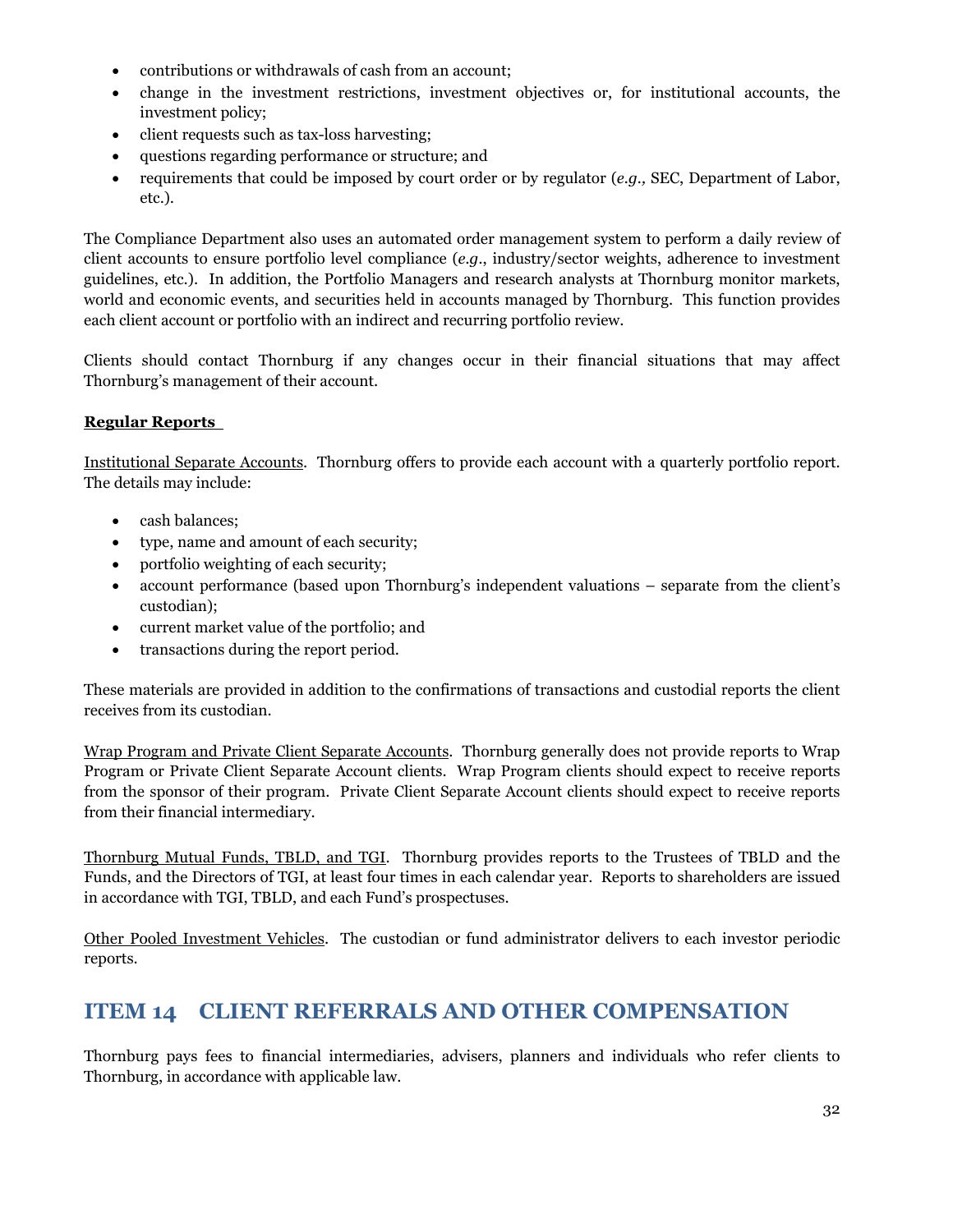- contributions or withdrawals of cash from an account;
- change in the investment restrictions, investment objectives or, for institutional accounts, the investment policy;
- client requests such as tax-loss harvesting;
- questions regarding performance or structure; and
- requirements that could be imposed by court order or by regulator (*e.g.,* SEC, Department of Labor, etc.).

The Compliance Department also uses an automated order management system to perform a daily review of client accounts to ensure portfolio level compliance (*e.g*., industry/sector weights, adherence to investment guidelines, etc.). In addition, the Portfolio Managers and research analysts at Thornburg monitor markets, world and economic events, and securities held in accounts managed by Thornburg. This function provides each client account or portfolio with an indirect and recurring portfolio review.

Clients should contact Thornburg if any changes occur in their financial situations that may affect Thornburg's management of their account.

**Regular Reports**

Institutional Separate Accounts. Thornburg offers to provide each account with a quarterly portfolio report. The details may include:

- cash balances;
- type, name and amount of each security;
- portfolio weighting of each security;
- account performance (based upon Thornburg's independent valuations – separate from the client's custodian);
- current market value of the portfolio; and
- transactions during the report period.

These materials are provided in addition to the confirmations of transactions and custodial reports the client receives from its custodian.

Wrap Program and Private Client Separate Accounts. Thornburg generally does not provide reports to Wrap Program or Private Client Separate Account clients. Wrap Program clients should expect to receive reports from the sponsor of their program. Private Client Separate Account clients should expect to receive reports from their financial intermediary.

Thornburg Mutual Funds, TBLD, and TGI. Thornburg provides reports to the Trustees of TBLD and the Funds, and the Directors of TGI, at least four times in each calendar year. Reports to shareholders are issued in accordance with TGI, TBLD, and each Fund's prospectuses.

Other Pooled Investment Vehicles. The custodian or fund administrator delivers to each investor periodic reports.

## ITEM 14 CLIENT REFERRALS AND OTHER COMPENSATION

Thornburg pays fees to financial intermediaries, advisers, planners and individuals who refer clients to Thornburg, in accordance with applicable law.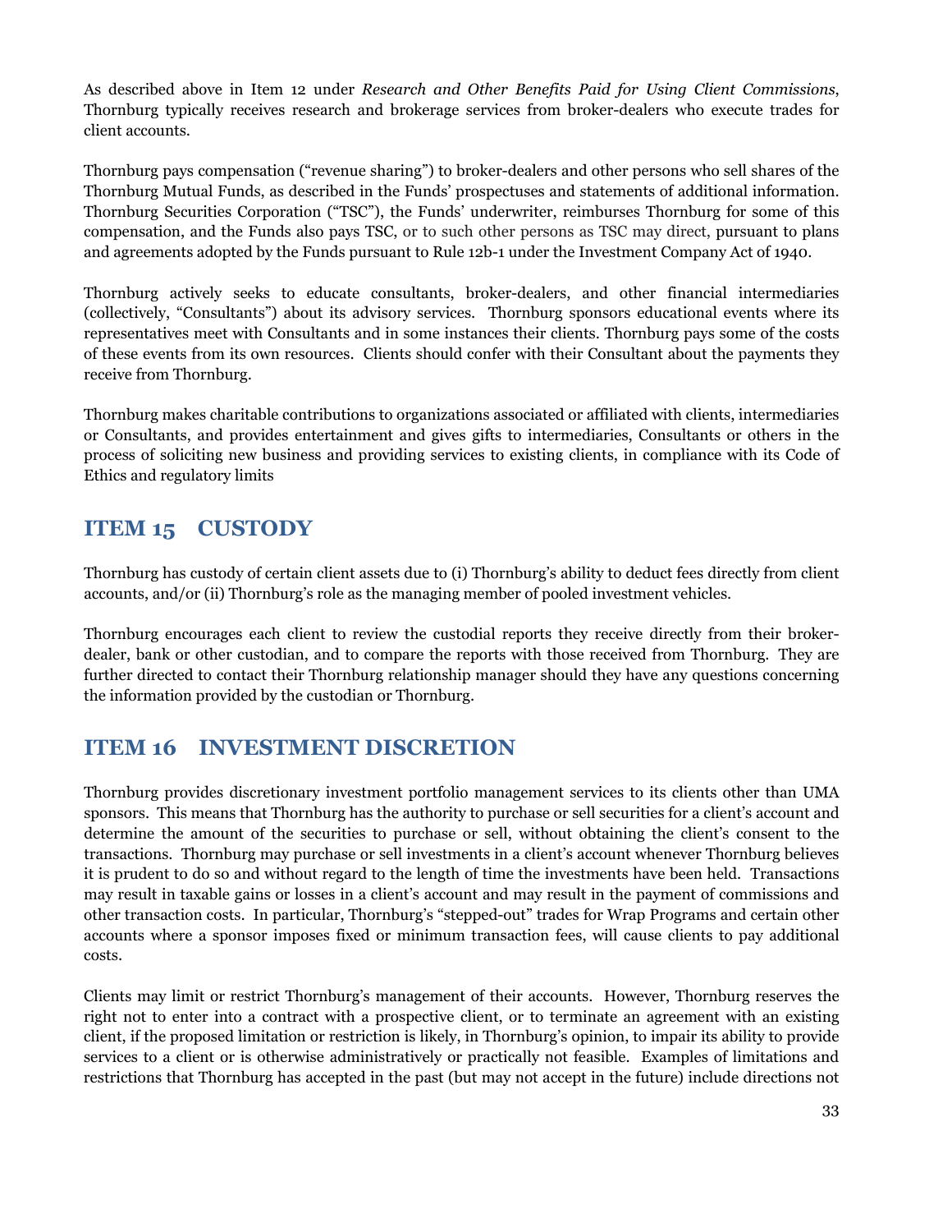As described above in Item 12 under *Research and Other Benefits Paid for Using Client Commissions*, Thornburg typically receives research and brokerage services from broker-dealers who execute trades for client accounts.

Thornburg pays compensation ("revenue sharing") to broker-dealers and other persons who sell shares of the Thornburg Mutual Funds, as described in the Funds' prospectuses and statements of additional information. Thornburg Securities Corporation ("TSC"), the Funds' underwriter, reimburses Thornburg for some of this compensation, and the Funds also pays TSC, or to such other persons as TSC may direct, pursuant to plans and agreements adopted by the Funds pursuant to Rule 12b-1 under the Investment Company Act of 1940.

Thornburg actively seeks to educate consultants, broker-dealers, and other financial intermediaries (collectively, "Consultants") about its advisory services. Thornburg sponsors educational events where its representatives meet with Consultants and in some instances their clients. Thornburg pays some of the costs of these events from its own resources. Clients should confer with their Consultant about the payments they receive from Thornburg.

Thornburg makes charitable contributions to organizations associated or affiliated with clients, intermediaries or Consultants, and provides entertainment and gives gifts to intermediaries, Consultants or others in the process of soliciting new business and providing services to existing clients, in compliance with its Code of Ethics and regulatory limits

## ITEM 15 CUSTODY

Thornburg has custody of certain client assets due to (i) Thornburg's ability to deduct fees directly from client accounts, and/or (ii) Thornburg's role as the managing member of pooled investment vehicles.

Thornburg encourages each client to review the custodial reports they receive directly from their broker-dealer, bank or other custodian, and to compare the reports with those received from Thornburg. They are further directed to contact their Thornburg relationship manager should they have any questions concerning the information provided by the custodian or Thornburg.

## ITEM 16 INVESTMENT DISCRETION

Thornburg provides discretionary investment portfolio management services to its clients other than UMA sponsors. This means that Thornburg has the authority to purchase or sell securities for a client's account and determine the amount of the securities to purchase or sell, without obtaining the client's consent to the transactions. Thornburg may purchase or sell investments in a client's account whenever Thornburg believes it is prudent to do so and without regard to the length of time the investments have been held. Transactions may result in taxable gains or losses in a client's account and may result in the payment of commissions and other transaction costs. In particular, Thornburg's "stepped-out" trades for Wrap Programs and certain other accounts where a sponsor imposes fixed or minimum transaction fees, will cause clients to pay additional costs.

Clients may limit or restrict Thornburg's management of their accounts. However, Thornburg reserves the right not to enter into a contract with a prospective client, or to terminate an agreement with an existing client, if the proposed limitation or restriction is likely, in Thornburg's opinion, to impair its ability to provide services to a client or is otherwise administratively or practically not feasible. Examples of limitations and restrictions that Thornburg has accepted in the past (but may not accept in the future) include directions not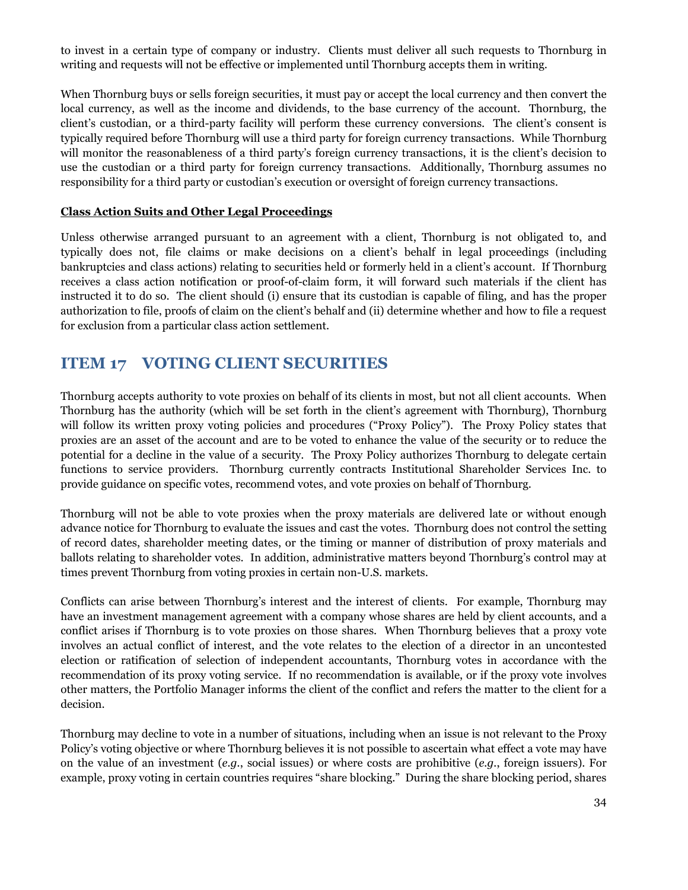to invest in a certain type of company or industry. Clients must deliver all such requests to Thornburg in writing and requests will not be effective or implemented until Thornburg accepts them in writing.

When Thornburg buys or sells foreign securities, it must pay or accept the local currency and then convert the local currency, as well as the income and dividends, to the base currency of the account. Thornburg, the client's custodian, or a third-party facility will perform these currency conversions. The client's consent is typically required before Thornburg will use a third party for foreign currency transactions. While Thornburg will monitor the reasonableness of a third party's foreign currency transactions, it is the client's decision to use the custodian or a third party for foreign currency transactions. Additionally, Thornburg assumes no responsibility for a third party or custodian's execution or oversight of foreign currency transactions.

**Class Action Suits and Other Legal Proceedings**

Unless otherwise arranged pursuant to an agreement with a client, Thornburg is not obligated to, and typically does not, file claims or make decisions on a client's behalf in legal proceedings (including bankruptcies and class actions) relating to securities held or formerly held in a client's account. If Thornburg receives a class action notification or proof-of-claim form, it will forward such materials if the client has instructed it to do so. The client should (i) ensure that its custodian is capable of filing, and has the proper authorization to file, proofs of claim on the client's behalf and (ii) determine whether and how to file a request for exclusion from a particular class action settlement.

## ITEM 17 VOTING CLIENT SECURITIES

Thornburg accepts authority to vote proxies on behalf of its clients in most, but not all client accounts. When Thornburg has the authority (which will be set forth in the client's agreement with Thornburg), Thornburg will follow its written proxy voting policies and procedures ("Proxy Policy"). The Proxy Policy states that proxies are an asset of the account and are to be voted to enhance the value of the security or to reduce the potential for a decline in the value of a security. The Proxy Policy authorizes Thornburg to delegate certain functions to service providers. Thornburg currently contracts Institutional Shareholder Services Inc. to provide guidance on specific votes, recommend votes, and vote proxies on behalf of Thornburg.

Thornburg will not be able to vote proxies when the proxy materials are delivered late or without enough advance notice for Thornburg to evaluate the issues and cast the votes. Thornburg does not control the setting of record dates, shareholder meeting dates, or the timing or manner of distribution of proxy materials and ballots relating to shareholder votes. In addition, administrative matters beyond Thornburg's control may at times prevent Thornburg from voting proxies in certain non-U.S. markets.

Conflicts can arise between Thornburg's interest and the interest of clients. For example, Thornburg may have an investment management agreement with a company whose shares are held by client accounts, and a conflict arises if Thornburg is to vote proxies on those shares. When Thornburg believes that a proxy vote involves an actual conflict of interest, and the vote relates to the election of a director in an uncontested election or ratification of selection of independent accountants, Thornburg votes in accordance with the recommendation of its proxy voting service. If no recommendation is available, or if the proxy vote involves other matters, the Portfolio Manager informs the client of the conflict and refers the matter to the client for a decision.

Thornburg may decline to vote in a number of situations, including when an issue is not relevant to the Proxy Policy's voting objective or where Thornburg believes it is not possible to ascertain what effect a vote may have on the value of an investment (*e.g.*, social issues) or where costs are prohibitive (*e.g.*, foreign issuers). For example, proxy voting in certain countries requires "share blocking." During the share blocking period, shares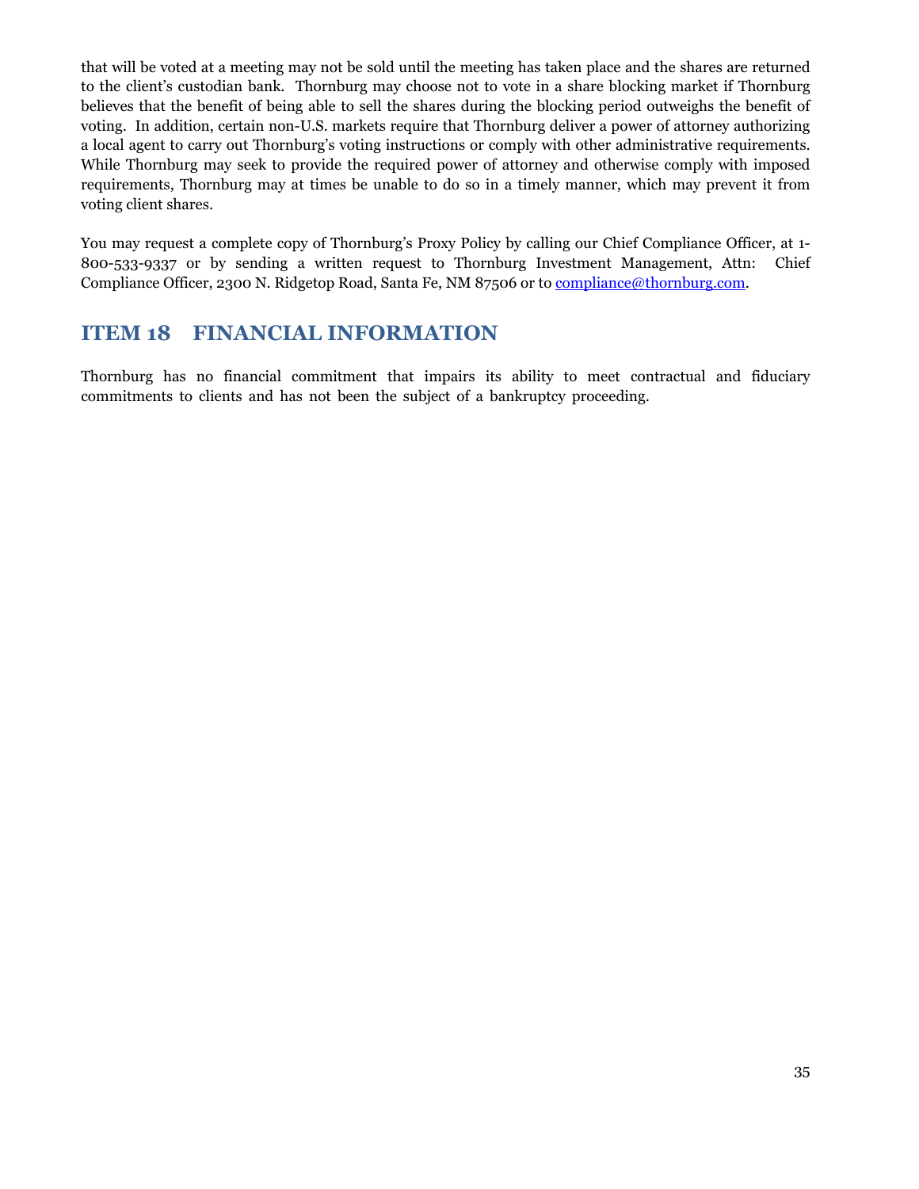that will be voted at a meeting may not be sold until the meeting has taken place and the shares are returned to the client's custodian bank. Thornburg may choose not to vote in a share blocking market if Thornburg believes that the benefit of being able to sell the shares during the blocking period outweighs the benefit of voting. In addition, certain non-U.S. markets require that Thornburg deliver a power of attorney authorizing a local agent to carry out Thornburg's voting instructions or comply with other administrative requirements. While Thornburg may seek to provide the required power of attorney and otherwise comply with imposed requirements, Thornburg may at times be unable to do so in a timely manner, which may prevent it from voting client shares.

You may request a complete copy of Thornburg's Proxy Policy by calling our Chief Compliance Officer, at 1-800-533-9337 or by sending a written request to Thornburg Investment Management, Attn: Chief Compliance Officer, 2300 N. Ridgetop Road, Santa Fe, NM 87506 or to [compliance@thornburg.com](mailto:compliance@thornburg.com).

## ITEM 18 FINANCIAL INFORMATION

Thornburg has no financial commitment that impairs its ability to meet contractual and fiduciary commitments to clients and has not been the subject of a bankruptcy proceeding.